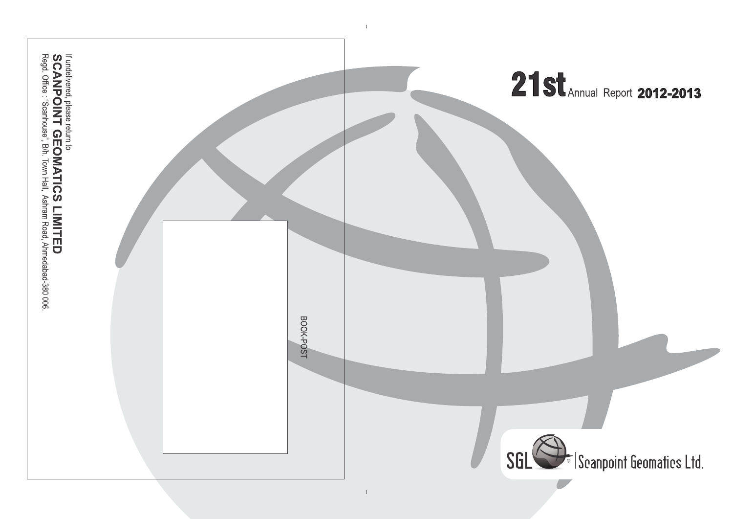# 21st Annual Report 2012-2013

SGL | Scanpoint Geomatics Ltd.

BOOK-POST

If undelivered, please return to
**SCANPOINT GEOMATICS LIMITED**
Regd. Office : "Scanhouse", B/h. Town Hall, Ashram Road, Ahmedabad-380 006.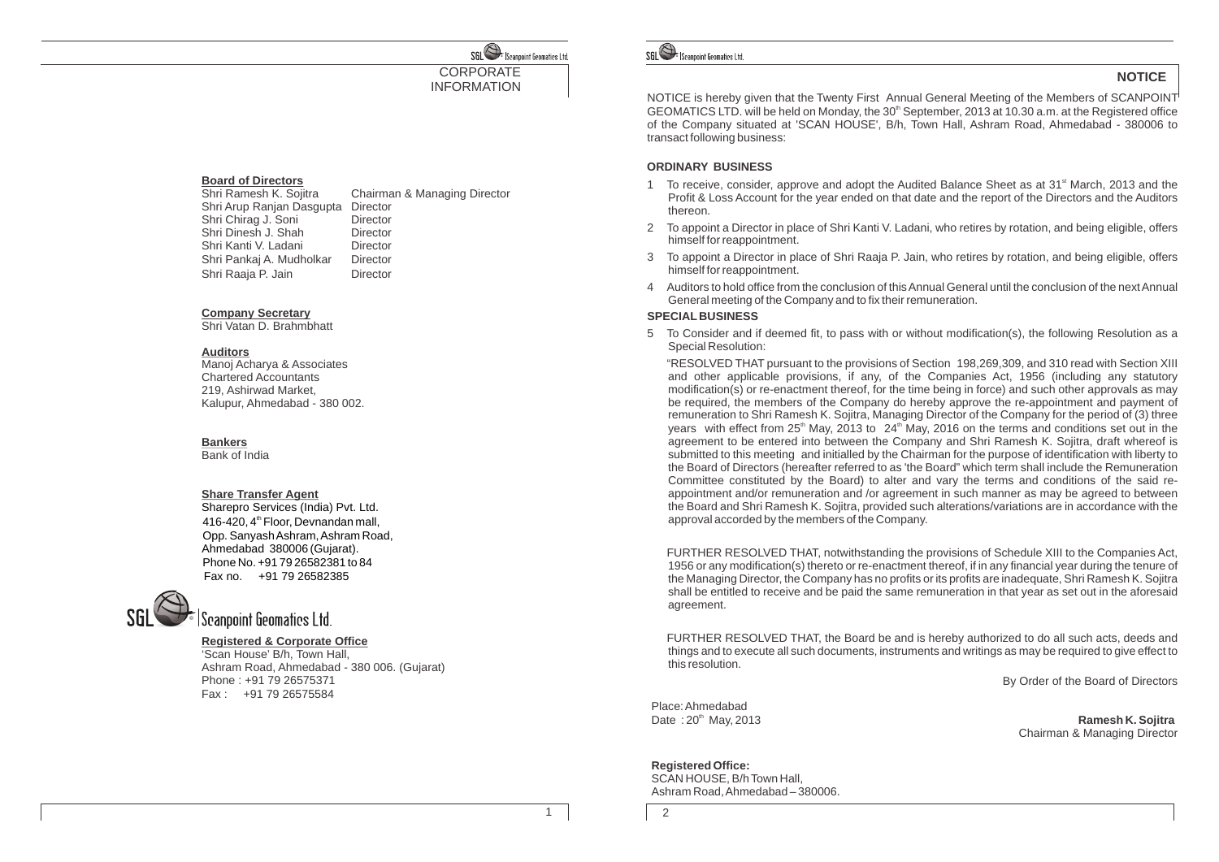# CORPORATE INFORMATION

**Board of Directors**

| | |
|---|---|
| Shri Ramesh K. Sojitra | Chairman & Managing Director |
| Shri Arup Ranjan Dasgupta | Director |
| Shri Chirag J. Soni | Director |
| Shri Dinesh J. Shah | Director |
| Shri Kanti V. Ladani | Director |
| Shri Pankaj A. Mudholkar | Director |
| Shri Raaja P. Jain | Director |

**Company Secretary**
Shri Vatan D. Brahmbhatt

**Auditors**
Manoj Acharya & Associates
Chartered Accountants
219, Ashirwad Market,
Kalupur, Ahmedabad - 380 002.

**Bankers**
Bank of India

**Share Transfer Agent**
Sharepro Services (India) Pvt. Ltd.
416-420, 4th Floor, Devnandan mall,
Opp. Sanyash Ashram, Ashram Road,
Ahmedabad 380006 (Gujarat).
Phone No. +91 79 26582381 to 84
Fax no. +91 79 26582385

SGL Scanpoint Geomatics Ltd.

**Registered & Corporate Office**
'Scan House' B/h, Town Hall,
Ashram Road, Ahmedabad - 380 006. (Gujarat)
Phone : +91 79 26575371
Fax : +91 79 26575584

# NOTICE

NOTICE is hereby given that the Twenty First Annual General Meeting of the Members of SCANPOINT GEOMATICS LTD. will be held on Monday, the 30th September, 2013 at 10.30 a.m. at the Registered office of the Company situated at 'SCAN HOUSE', B/h, Town Hall, Ashram Road, Ahmedabad - 380006 to transact following business:

**ORDINARY BUSINESS**

1 To receive, consider, approve and adopt the Audited Balance Sheet as at 31st March, 2013 and the Profit & Loss Account for the year ended on that date and the report of the Directors and the Auditors thereon.

2 To appoint a Director in place of Shri Kanti V. Ladani, who retires by rotation, and being eligible, offers himself for reappointment.

3 To appoint a Director in place of Shri Raaja P. Jain, who retires by rotation, and being eligible, offers himself for reappointment.

4 Auditors to hold office from the conclusion of this Annual General until the conclusion of the next Annual General meeting of the Company and to fix their remuneration.

**SPECIAL BUSINESS**

5 To Consider and if deemed fit, to pass with or without modification(s), the following Resolution as a Special Resolution:

"RESOLVED THAT pursuant to the provisions of Section 198,269,309, and 310 read with Section XIII and other applicable provisions, if any, of the Companies Act, 1956 (including any statutory modification(s) or re-enactment thereof, for the time being in force) and such other approvals as may be required, the members of the Company do hereby approve the re-appointment and payment of remuneration to Shri Ramesh K. Sojitra, Managing Director of the Company for the period of (3) three years with effect from 25th May, 2013 to 24th May, 2016 on the terms and conditions set out in the agreement to be entered into between the Company and Shri Ramesh K. Sojitra, draft whereof is submitted to this meeting and initialled by the Chairman for the purpose of identification with liberty to the Board of Directors (hereafter referred to as 'the Board" which term shall include the Remuneration Committee constituted by the Board) to alter and vary the terms and conditions of the said re-appointment and/or remuneration and /or agreement in such manner as may be agreed to between the Board and Shri Ramesh K. Sojitra, provided such alterations/variations are in accordance with the approval accorded by the members of the Company.

FURTHER RESOLVED THAT, notwithstanding the provisions of Schedule XIII to the Companies Act, 1956 or any modification(s) thereto or re-enactment thereof, if in any financial year during the tenure of the Managing Director, the Company has no profits or its profits are inadequate, Shri Ramesh K. Sojitra shall be entitled to receive and be paid the same remuneration in that year as set out in the aforesaid agreement.

FURTHER RESOLVED THAT, the Board be and is hereby authorized to do all such acts, deeds and things and to execute all such documents, instruments and writings as may be required to give effect to this resolution.

By Order of the Board of Directors

Place: Ahmedabad
Date : 20th May, 2013

**Ramesh K. Sojitra**
Chairman & Managing Director

**Registered Office:**
SCAN HOUSE, B/h Town Hall,
Ashram Road, Ahmedabad – 380006.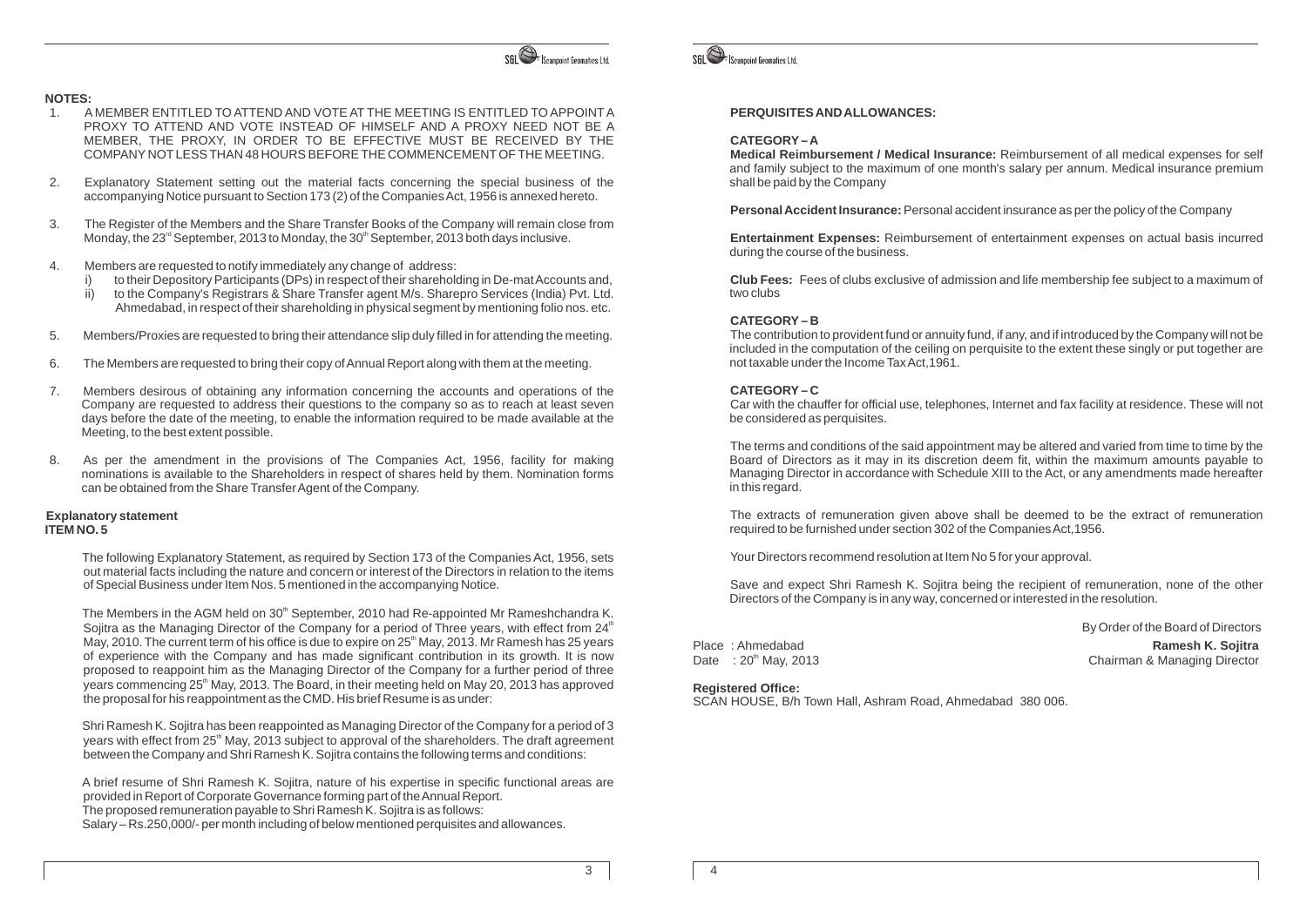**NOTES:**

1. A MEMBER ENTITLED TO ATTEND AND VOTE AT THE MEETING IS ENTITLED TO APPOINT A PROXY TO ATTEND AND VOTE INSTEAD OF HIMSELF AND A PROXY NEED NOT BE A MEMBER, THE PROXY, IN ORDER TO BE EFFECTIVE MUST BE RECEIVED BY THE COMPANY NOT LESS THAN 48 HOURS BEFORE THE COMMENCEMENT OF THE MEETING.
2. Explanatory Statement setting out the material facts concerning the special business of the accompanying Notice pursuant to Section 173 (2) of the Companies Act, 1956 is annexed hereto.
3. The Register of the Members and the Share Transfer Books of the Company will remain close from Monday, the 23rd September, 2013 to Monday, the 30th September, 2013 both days inclusive.
4. Members are requested to notify immediately any change of address:
   i) to their Depository Participants (DPs) in respect of their shareholding in De-mat Accounts and,
   ii) to the Company's Registrars & Share Transfer agent M/s. Sharepro Services (India) Pvt. Ltd. Ahmedabad, in respect of their shareholding in physical segment by mentioning folio nos. etc.
5. Members/Proxies are requested to bring their attendance slip duly filled in for attending the meeting.
6. The Members are requested to bring their copy of Annual Report along with them at the meeting.
7. Members desirous of obtaining any information concerning the accounts and operations of the Company are requested to address their questions to the company so as to reach at least seven days before the date of the meeting, to enable the information required to be made available at the Meeting, to the best extent possible.
8. As per the amendment in the provisions of The Companies Act, 1956, facility for making nominations is available to the Shareholders in respect of shares held by them. Nomination forms can be obtained from the Share Transfer Agent of the Company.

**Explanatory statement**
**ITEM NO. 5**

The following Explanatory Statement, as required by Section 173 of the Companies Act, 1956, sets out material facts including the nature and concern or interest of the Directors in relation to the items of Special Business under Item Nos. 5 mentioned in the accompanying Notice.

The Members in the AGM held on 30th September, 2010 had Re-appointed Mr Rameshchandra K. Sojitra as the Managing Director of the Company for a period of Three years, with effect from 24th May, 2010. The current term of his office is due to expire on 25th May, 2013. Mr Ramesh has 25 years of experience with the Company and has made significant contribution in its growth. It is now proposed to reappoint him as the Managing Director of the Company for a further period of three years commencing 25th May, 2013. The Board, in their meeting held on May 20, 2013 has approved the proposal for his reappointment as the CMD. His brief Resume is as under:

Shri Ramesh K. Sojitra has been reappointed as Managing Director of the Company for a period of 3 years with effect from 25th May, 2013 subject to approval of the shareholders. The draft agreement between the Company and Shri Ramesh K. Sojitra contains the following terms and conditions:

A brief resume of Shri Ramesh K. Sojitra, nature of his expertise in specific functional areas are provided in Report of Corporate Governance forming part of the Annual Report.
The proposed remuneration payable to Shri Ramesh K. Sojitra is as follows:
Salary – Rs.250,000/- per month including of below mentioned perquisites and allowances.

**PERQUISITES AND ALLOWANCES:**

**CATEGORY – A**

**Medical Reimbursement / Medical Insurance:** Reimbursement of all medical expenses for self and family subject to the maximum of one month's salary per annum. Medical insurance premium shall be paid by the Company

**Personal Accident Insurance:** Personal accident insurance as per the policy of the Company

**Entertainment Expenses:** Reimbursement of entertainment expenses on actual basis incurred during the course of the business.

**Club Fees:** Fees of clubs exclusive of admission and life membership fee subject to a maximum of two clubs

**CATEGORY – B**

The contribution to provident fund or annuity fund, if any, and if introduced by the Company will not be included in the computation of the ceiling on perquisite to the extent these singly or put together are not taxable under the Income Tax Act,1961.

**CATEGORY – C**

Car with the chauffer for official use, telephones, Internet and fax facility at residence. These will not be considered as perquisites.

The terms and conditions of the said appointment may be altered and varied from time to time by the Board of Directors as it may in its discretion deem fit, within the maximum amounts payable to Managing Director in accordance with Schedule XIII to the Act, or any amendments made hereafter in this regard.

The extracts of remuneration given above shall be deemed to be the extract of remuneration required to be furnished under section 302 of the Companies Act,1956.

Your Directors recommend resolution at Item No 5 for your approval.

Save and expect Shri Ramesh K. Sojitra being the recipient of remuneration, none of the other Directors of the Company is in any way, concerned or interested in the resolution.

By Order of the Board of Directors

Place : Ahmedabad
Date : 20th May, 2013

**Ramesh K. Sojitra**
Chairman & Managing Director

**Registered Office:**
SCAN HOUSE, B/h Town Hall, Ashram Road, Ahmedabad 380 006.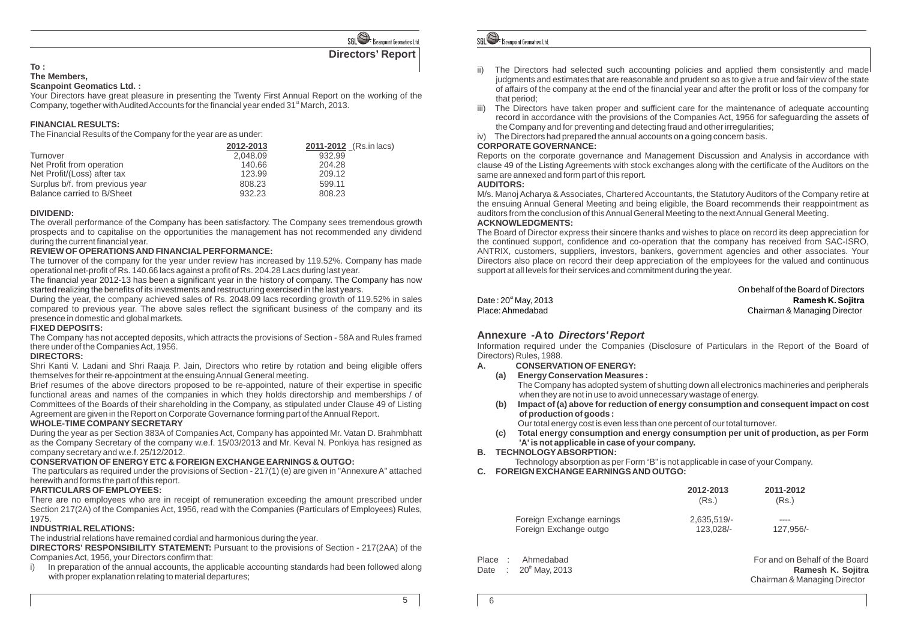## Directors' Report

**To :**

**The Members,**

**Scanpoint Geomatics Ltd. :**

Your Directors have great pleasure in presenting the Twenty First Annual Report on the working of the Company, together with Audited Accounts for the financial year ended 31st March, 2013.

### FINANCIAL RESULTS:

The Financial Results of the Company for the year are as under:

| | 2012-2013 | 2011-2012 (Rs.in lacs) |
|---|---|---|
| Turnover | 2,048.09 | 932.99 |
| Net Profit from operation | 140.66 | 204.28 |
| Net Profit/(Loss) after tax | 123.99 | 209.12 |
| Surplus b/f. from previous year | 808.23 | 599.11 |
| Balance carried to B/Sheet | 932.23 | 808.23 |

### DIVIDEND:

The overall performance of the Company has been satisfactory. The Company sees tremendous growth prospects and to capitalise on the opportunities the management has not recommended any dividend during the current financial year.

### REVIEW OF OPERATIONS AND FINANCIAL PERFORMANCE:

The turnover of the company for the year under review has increased by 119.52%. Company has made operational net-profit of Rs. 140.66 lacs against a profit of Rs. 204.28 Lacs during last year.

The financial year 2012-13 has been a significant year in the history of company. The Company has now started realizing the benefits of its investments and restructuring exercised in the last years.

During the year, the company achieved sales of Rs. 2048.09 lacs recording growth of 119.52% in sales compared to previous year. The above sales reflect the significant business of the company and its presence in domestic and global markets.

### FIXED DEPOSITS:

The Company has not accepted deposits, which attracts the provisions of Section - 58A and Rules framed there under of the Companies Act, 1956.

### DIRECTORS:

Shri Kanti V. Ladani and Shri Raaja P. Jain, Directors who retire by rotation and being eligible offers themselves for their re-appointment at the ensuing Annual General meeting.

Brief resumes of the above directors proposed to be re-appointed, nature of their expertise in specific functional areas and names of the companies in which they holds directorship and memberships / of Committees of the Boards of their shareholding in the Company, as stipulated under Clause 49 of Listing Agreement are given in the Report on Corporate Governance forming part of the Annual Report.

### WHOLE-TIME COMPANY SECRETARY

During the year as per Section 383A of Companies Act, Company has appointed Mr. Vatan D. Brahmbhatt as the Company Secretary of the company w.e.f. 15/03/2013 and Mr. Keval N. Ponkiya has resigned as company secretary and w.e.f. 25/12/2012.

### CONSERVATION OF ENERGY ETC & FOREIGN EXCHANGE EARNINGS & OUTGO:

The particulars as required under the provisions of Section - 217(1) (e) are given in "Annexure A" attached herewith and forms the part of this report.

### PARTICULARS OF EMPLOYEES:

There are no employees who are in receipt of remuneration exceeding the amount prescribed under Section 217(2A) of the Companies Act, 1956, read with the Companies (Particulars of Employees) Rules, 1975.

### INDUSTRIAL RELATIONS:

The industrial relations have remained cordial and harmonious during the year.

**DIRECTORS' RESPONSIBILITY STATEMENT:** Pursuant to the provisions of Section - 217(2AA) of the Companies Act, 1956, your Directors confirm that:

i) In preparation of the annual accounts, the applicable accounting standards had been followed along with proper explanation relating to material departures;

ii) The Directors had selected such accounting policies and applied them consistently and made judgments and estimates that are reasonable and prudent so as to give a true and fair view of the state of affairs of the company at the end of the financial year and after the profit or loss of the company for that period;

iii) The Directors have taken proper and sufficient care for the maintenance of adequate accounting record in accordance with the provisions of the Companies Act, 1956 for safeguarding the assets of the Company and for preventing and detecting fraud and other irregularities;

iv) The Directors had prepared the annual accounts on a going concern basis.

### CORPORATE GOVERNANCE:

Reports on the corporate governance and Management Discussion and Analysis in accordance with clause 49 of the Listing Agreements with stock exchanges along with the certificate of the Auditors on the same are annexed and form part of this report.

### AUDITORS:

M/s. Manoj Acharya & Associates, Chartered Accountants, the Statutory Auditors of the Company retire at the ensuing Annual General Meeting and being eligible, the Board recommends their reappointment as auditors from the conclusion of this Annual General Meeting to the next Annual General Meeting.

### ACKNOWLEDGMENTS:

The Board of Director express their sincere thanks and wishes to place on record its deep appreciation for the continued support, confidence and co-operation that the company has received from SAC-ISRO, ANTRIX, customers, suppliers, investors, bankers, government agencies and other associates. Your Directors also place on record their deep appreciation of the employees for the valued and continuous support at all levels for their services and commitment during the year.

On behalf of the Board of Directors

Date : 20st May, 2013 **Ramesh K. Sojitra**

Place: Ahmedabad Chairman & Managing Director

## Annexure -A to *Directors' Report*

Information required under the Companies (Disclosure of Particulars in the Report of the Board of Directors) Rules, 1988.

**A. CONSERVATION OF ENERGY:**

**(a) Energy Conservation Measures :**

The Company has adopted system of shutting down all electronics machineries and peripherals when they are not in use to avoid unnecessary wastage of energy.

**(b) Impact of (a) above for reduction of energy consumption and consequent impact on cost of production of goods :**

Our total energy cost is even less than one percent of our total turnover.

**(c) Total energy consumption and energy consumption per unit of production, as per Form 'A' is not applicable in case of your company.**

**B. TECHNOLOGY ABSORPTION:**

Technology absorption as per Form "B" is not applicable in case of your Company.

**C. FOREIGN EXCHANGE EARNINGS AND OUTGO:**

| | 2012-2013 (Rs.) | 2011-2012 (Rs.) |
|---|---|---|
| Foreign Exchange earnings | 2,635,519/- | ---- |
| Foreign Exchange outgo | 123,028/- | 127,956/- |

Place : Ahmedabad For and on Behalf of the Board

Date : 20th May, 2013 **Ramesh K. Sojitra**

Chairman & Managing Director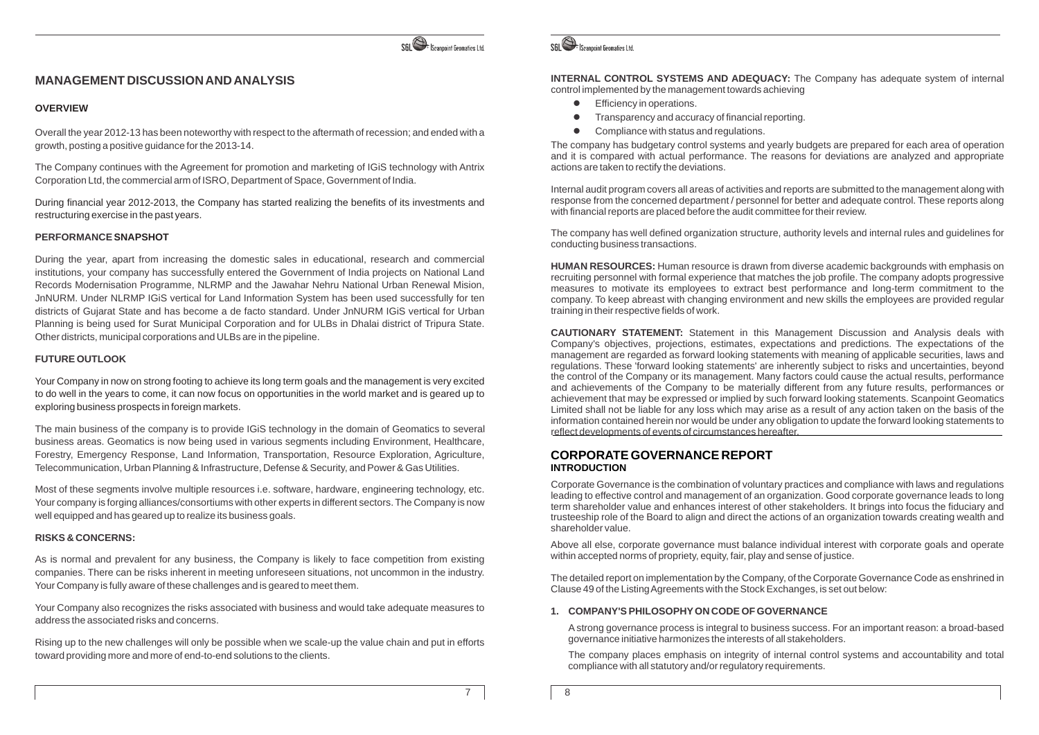## MANAGEMENT DISCUSSION AND ANALYSIS

### OVERVIEW

Overall the year 2012-13 has been noteworthy with respect to the aftermath of recession; and ended with a growth, posting a positive guidance for the 2013-14.

The Company continues with the Agreement for promotion and marketing of IGiS technology with Antrix Corporation Ltd, the commercial arm of ISRO, Department of Space, Government of India.

During financial year 2012-2013, the Company has started realizing the benefits of its investments and restructuring exercise in the past years.

### PERFORMANCE SNAPSHOT

During the year, apart from increasing the domestic sales in educational, research and commercial institutions, your company has successfully entered the Government of India projects on National Land Records Modernisation Programme, NLRMP and the Jawahar Nehru National Urban Renewal Mision, JnNURM. Under NLRMP IGiS vertical for Land Information System has been used successfully for ten districts of Gujarat State and has become a de facto standard. Under JnNURM IGiS vertical for Urban Planning is being used for Surat Municipal Corporation and for ULBs in Dhalai district of Tripura State. Other districts, municipal corporations and ULBs are in the pipeline.

### FUTURE OUTLOOK

Your Company in now on strong footing to achieve its long term goals and the management is very excited to do well in the years to come, it can now focus on opportunities in the world market and is geared up to exploring business prospects in foreign markets.

The main business of the company is to provide IGiS technology in the domain of Geomatics to several business areas. Geomatics is now being used in various segments including Environment, Healthcare, Forestry, Emergency Response, Land Information, Transportation, Resource Exploration, Agriculture, Telecommunication, Urban Planning & Infrastructure, Defense & Security, and Power & Gas Utilities.

Most of these segments involve multiple resources i.e. software, hardware, engineering technology, etc. Your company is forging alliances/consortiums with other experts in different sectors. The Company is now well equipped and has geared up to realize its business goals.

### RISKS & CONCERNS:

As is normal and prevalent for any business, the Company is likely to face competition from existing companies. There can be risks inherent in meeting unforeseen situations, not uncommon in the industry. Your Company is fully aware of these challenges and is geared to meet them.

Your Company also recognizes the risks associated with business and would take adequate measures to address the associated risks and concerns.

Rising up to the new challenges will only be possible when we scale-up the value chain and put in efforts toward providing more and more of end-to-end solutions to the clients.

**INTERNAL CONTROL SYSTEMS AND ADEQUACY:** The Company has adequate system of internal control implemented by the management towards achieving

- Efficiency in operations.
- Transparency and accuracy of financial reporting.
- Compliance with status and regulations.

The company has budgetary control systems and yearly budgets are prepared for each area of operation and it is compared with actual performance. The reasons for deviations are analyzed and appropriate actions are taken to rectify the deviations.

Internal audit program covers all areas of activities and reports are submitted to the management along with response from the concerned department / personnel for better and adequate control. These reports along with financial reports are placed before the audit committee for their review.

The company has well defined organization structure, authority levels and internal rules and guidelines for conducting business transactions.

**HUMAN RESOURCES:** Human resource is drawn from diverse academic backgrounds with emphasis on recruiting personnel with formal experience that matches the job profile. The company adopts progressive measures to motivate its employees to extract best performance and long-term commitment to the company. To keep abreast with changing environment and new skills the employees are provided regular training in their respective fields of work.

**CAUTIONARY STATEMENT:** Statement in this Management Discussion and Analysis deals with Company's objectives, projections, estimates, expectations and predictions. The expectations of the management are regarded as forward looking statements with meaning of applicable securities, laws and regulations. These 'forward looking statements' are inherently subject to risks and uncertainties, beyond the control of the Company or its management. Many factors could cause the actual results, performance and achievements of the Company to be materially different from any future results, performances or achievement that may be expressed or implied by such forward looking statements. Scanpoint Geomatics Limited shall not be liable for any loss which may arise as a result of any action taken on the basis of the information contained herein nor would be under any obligation to update the forward looking statements to reflect developments of events of circumstances hereafter.

## CORPORATE GOVERNANCE REPORT

### INTRODUCTION

Corporate Governance is the combination of voluntary practices and compliance with laws and regulations leading to effective control and management of an organization. Good corporate governance leads to long term shareholder value and enhances interest of other stakeholders. It brings into focus the fiduciary and trusteeship role of the Board to align and direct the actions of an organization towards creating wealth and shareholder value.

Above all else, corporate governance must balance individual interest with corporate goals and operate within accepted norms of propriety, equity, fair, play and sense of justice.

The detailed report on implementation by the Company, of the Corporate Governance Code as enshrined in Clause 49 of the Listing Agreements with the Stock Exchanges, is set out below:

### 1. COMPANY'S PHILOSOPHY ON CODE OF GOVERNANCE

A strong governance process is integral to business success. For an important reason: a broad-based governance initiative harmonizes the interests of all stakeholders.

The company places emphasis on integrity of internal control systems and accountability and total compliance with all statutory and/or regulatory requirements.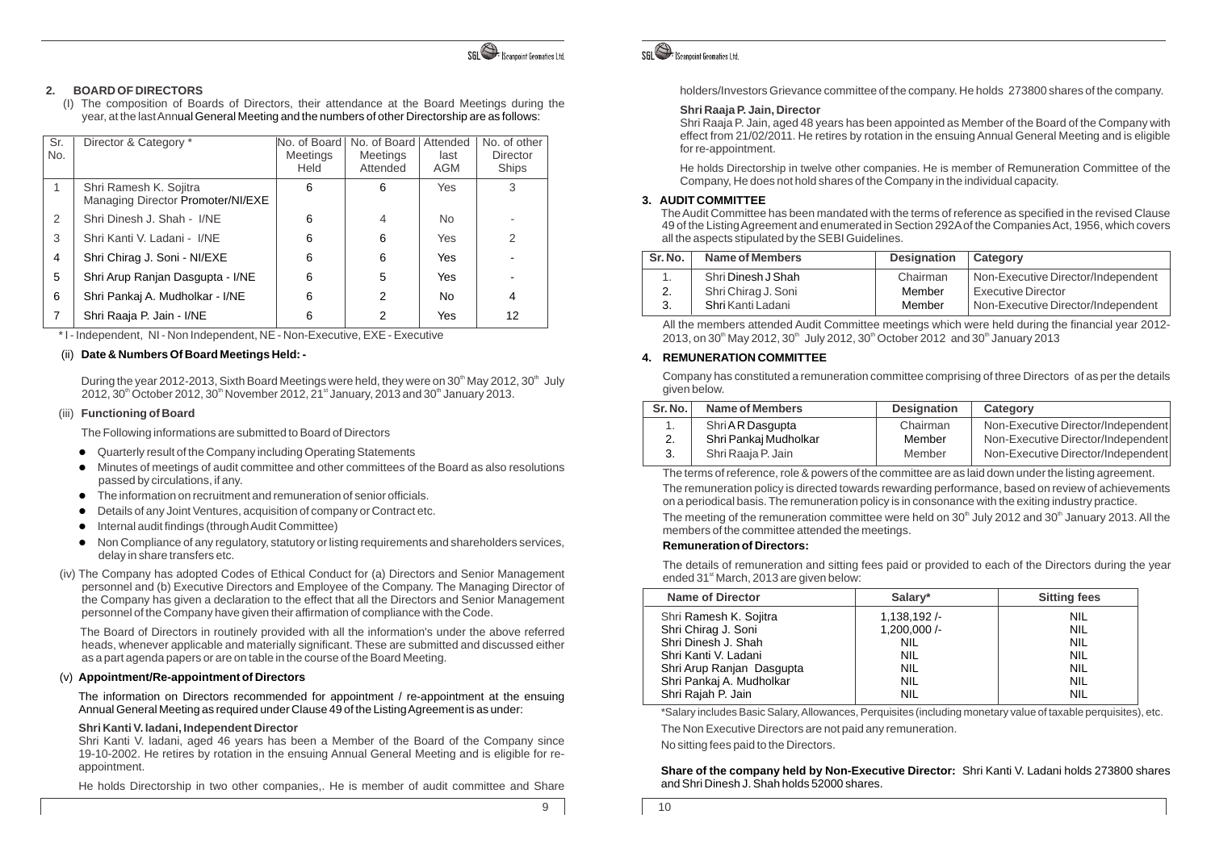## 2. BOARD OF DIRECTORS

(I) The composition of Boards of Directors, their attendance at the Board Meetings during the year, at the last Annual General Meeting and the numbers of other Directorship are as follows:

| Sr. No. | Director & Category * | No. of Board Meetings Held | No. of Board Meetings Attended | Attended last AGM | No. of other Director Ships |
|---|---|---|---|---|---|
| 1 | Shri Ramesh K. Sojitra Managing Director Promoter/NI/EXE | 6 | 6 | Yes | 3 |
| 2 | Shri Dinesh J. Shah - I/NE | 6 | 4 | No | - |
| 3 | Shri Kanti V. Ladani - I/NE | 6 | 6 | Yes | 2 |
| 4 | Shri Chirag J. Soni - NI/EXE | 6 | 6 | Yes | - |
| 5 | Shri Arup Ranjan Dasgupta - I/NE | 6 | 5 | Yes | - |
| 6 | Shri Pankaj A. Mudholkar - I/NE | 6 | 2 | No | 4 |
| 7 | Shri Raaja P. Jain - I/NE | 6 | 2 | Yes | 12 |

* I - Independent, NI - Non Independent, NE - Non-Executive, EXE - Executive

(ii) **Date & Numbers Of Board Meetings Held: -**

During the year 2012-2013, Sixth Board Meetings were held, they were on 30th May 2012, 30th July 2012, 30th October 2012, 30th November 2012, 21st January, 2013 and 30th January 2013.

(iii) **Functioning of Board**

The Following informations are submitted to Board of Directors

- Quarterly result of the Company including Operating Statements
- Minutes of meetings of audit committee and other committees of the Board as also resolutions passed by circulations, if any.
- The information on recruitment and remuneration of senior officials.
- Details of any Joint Ventures, acquisition of company or Contract etc.
- Internal audit findings (through Audit Committee)
- Non Compliance of any regulatory, statutory or listing requirements and shareholders services, delay in share transfers etc.

(iv) The Company has adopted Codes of Ethical Conduct for (a) Directors and Senior Management personnel and (b) Executive Directors and Employee of the Company. The Managing Director of the Company has given a declaration to the effect that all the Directors and Senior Management personnel of the Company have given their affirmation of compliance with the Code.

The Board of Directors in routinely provided with all the information's under the above referred heads, whenever applicable and materially significant. These are submitted and discussed either as a part agenda papers or are on table in the course of the Board Meeting.

(v) **Appointment/Re-appointment of Directors**

The information on Directors recommended for appointment / re-appointment at the ensuing Annual General Meeting as required under Clause 49 of the Listing Agreement is as under:

**Shri Kanti V. ladani, Independent Director**

Shri Kanti V. ladani, aged 46 years has been a Member of the Board of the Company since 19-10-2002. He retires by rotation in the ensuing Annual General Meeting and is eligible for re-appointment.

He holds Directorship in two other companies,. He is member of audit committee and Share holders/Investors Grievance committee of the company. He holds 273800 shares of the company.

**Shri Raaja P. Jain, Director**

Shri Raaja P. Jain, aged 48 years has been appointed as Member of the Board of the Company with effect from 21/02/2011. He retires by rotation in the ensuing Annual General Meeting and is eligible for re-appointment.

He holds Directorship in twelve other companies. He is member of Remuneration Committee of the Company, He does not hold shares of the Company in the individual capacity.

## 3. AUDIT COMMITTEE

The Audit Committee has been mandated with the terms of reference as specified in the revised Clause 49 of the Listing Agreement and enumerated in Section 292A of the Companies Act, 1956, which covers all the aspects stipulated by the SEBI Guidelines.

| Sr. No. | Name of Members | Designation | Category |
|---|---|---|---|
| 1. | Shri Dinesh J Shah | Chairman | Non-Executive Director/Independent |
| 2. | Shri Chirag J. Soni | Member | Executive Director |
| 3. | Shri Kanti Ladani | Member | Non-Executive Director/Independent |

All the members attended Audit Committee meetings which were held during the financial year 2012-2013, on 30th May 2012, 30th July 2012, 30th October 2012 and 30th January 2013

## 4. REMUNERATION COMMITTEE

Company has constituted a remuneration committee comprising of three Directors of as per the details given below.

| Sr. No. | Name of Members | Designation | Category |
|---|---|---|---|
| 1. | Shri A R Dasgupta | Chairman | Non-Executive Director/Independent |
| 2. | Shri Pankaj Mudholkar | Member | Non-Executive Director/Independent |
| 3. | Shri Raaja P. Jain | Member | Non-Executive Director/Independent |

The terms of reference, role & powers of the committee are as laid down under the listing agreement.

The remuneration policy is directed towards rewarding performance, based on review of achievements on a periodical basis. The remuneration policy is in consonance with the exiting industry practice.

The meeting of the remuneration committee were held on 30th July 2012 and 30th January 2013. All the members of the committee attended the meetings.

**Remuneration of Directors:**

The details of remuneration and sitting fees paid or provided to each of the Directors during the year ended 31st March, 2013 are given below:

| Name of Director | Salary* | Sitting fees |
|---|---|---|
| Shri Ramesh K. Sojitra | 1,138,192 /- | NIL |
| Shri Chirag J. Soni | 1,200,000 /- | NIL |
| Shri Dinesh J. Shah | NIL | NIL |
| Shri Kanti V. Ladani | NIL | NIL |
| Shri Arup Ranjan Dasgupta | NIL | NIL |
| Shri Pankaj A. Mudholkar | NIL | NIL |
| Shri Rajah P. Jain | NIL | NIL |

*Salary includes Basic Salary, Allowances, Perquisites (including monetary value of taxable perquisites), etc.

The Non Executive Directors are not paid any remuneration.

No sitting fees paid to the Directors.

**Share of the company held by Non-Executive Director:** Shri Kanti V. Ladani holds 273800 shares and Shri Dinesh J. Shah holds 52000 shares.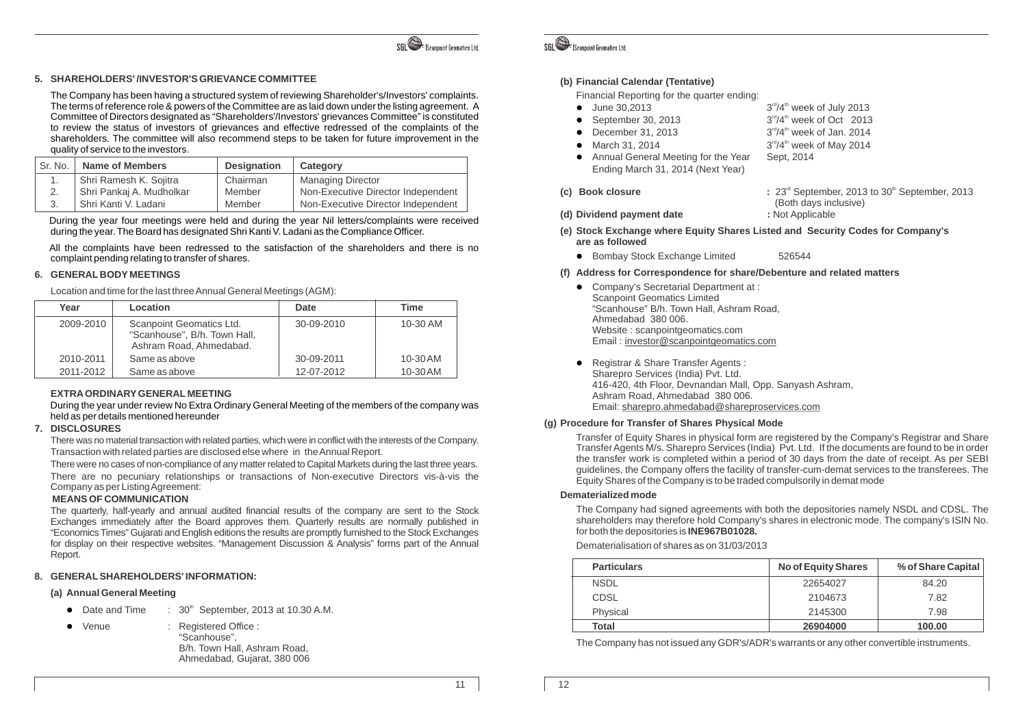## 5. SHAREHOLDERS' /INVESTOR'S GRIEVANCE COMMITTEE

The Company has been having a structured system of reviewing Shareholder's/Investors' complaints. The terms of reference role & powers of the Committee are as laid down under the listing agreement. A Committee of Directors designated as "Shareholders'/Investors' grievances Committee" is constituted to review the status of investors of grievances and effective redressed of the complaints of the shareholders. The committee will also recommend steps to be taken for future improvement in the quality of service to the investors.

| Sr. No. | Name of Members | Designation | Category |
|---|---|---|---|
| 1. | Shri Ramesh K. Sojitra | Chairman | Managing Director |
| 2. | Shri Pankaj A. Mudholkar | Member | Non-Executive Director Independent |
| 3. | Shri Kanti V. Ladani | Member | Non-Executive Director Independent |

During the year four meetings were held and during the year Nil letters/complaints were received during the year. The Board has designated Shri Kanti V. Ladani as the Compliance Officer.

All the complaints have been redressed to the satisfaction of the shareholders and there is no complaint pending relating to transfer of shares.

## 6. GENERAL BODY MEETINGS

Location and time for the last three Annual General Meetings (AGM):

| Year | Location | Date | Time |
|---|---|---|---|
| 2009-2010 | Scanpoint Geomatics Ltd. "Scanhouse", B/h. Town Hall, Ashram Road, Ahmedabad. | 30-09-2010 | 10-30 AM |
| 2010-2011 | Same as above | 30-09-2011 | 10-30 AM |
| 2011-2012 | Same as above | 12-07-2012 | 10-30 AM |

**EXTRA ORDINARY GENERAL MEETING**

During the year under review No Extra Ordinary General Meeting of the members of the company was held as per details mentioned hereunder

## 7. DISCLOSURES

There was no material transaction with related parties, which were in conflict with the interests of the Company. Transaction with related parties are disclosed else where in the Annual Report.

There were no cases of non-compliance of any matter related to Capital Markets during the last three years.

There are no pecuniary relationships or transactions of Non-executive Directors vis-à-vis the Company as per Listing Agreement:

**MEANS OF COMMUNICATION**

The quarterly, half-yearly and annual audited financial results of the company are sent to the Stock Exchanges immediately after the Board approves them. Quarterly results are normally published in "Economics Times" Gujarati and English editions the results are promptly furnished to the Stock Exchanges for display on their respective websites. "Management Discussion & Analysis" forms part of the Annual Report.

## 8. GENERAL SHAREHOLDERS' INFORMATION:

### (a) Annual General Meeting

- Date and Time : 30th September, 2013 at 10.30 A.M.
- Venue : Registered Office : "Scanhouse", B/h. Town Hall, Ashram Road, Ahmedabad, Gujarat, 380 006

### (b) Financial Calendar (Tentative)

Financial Reporting for the quarter ending:

- June 30,2013 — 3rd/4th week of July 2013
- September 30, 2013 — 3rd/4th week of Oct 2013
- December 31, 2013 — 3rd/4th week of Jan. 2014
- March 31, 2014 — 3rd/4th week of May 2014
- Annual General Meeting for the Year Ending March 31, 2014 (Next Year) — Sept, 2014

**(c) Book closure** : 23rd September, 2013 to 30th September, 2013 (Both days inclusive)

**(d) Dividend payment date** : Not Applicable

**(e) Stock Exchange where Equity Shares Listed and Security Codes for Company's are as followed**

- Bombay Stock Exchange Limited 526544

**(f) Address for Correspondence for share/Debenture and related matters**

- Company's Secretarial Department at :
  Scanpoint Geomatics Limited
  "Scanhouse" B/h. Town Hall, Ashram Road,
  Ahmedabad 380 006.
  Website : scanpointgeomatics.com
  Email : investor@scanpointgeomatics.com

- Registrar & Share Transfer Agents :
  Sharepro Services (India) Pvt. Ltd.
  416-420, 4th Floor, Devnandan Mall, Opp. Sanyash Ashram,
  Ashram Road, Ahmedabad 380 006.
  Email: sharepro.ahmedabad@shareproservices.com

**(g) Procedure for Transfer of Shares Physical Mode**

Transfer of Equity Shares in physical form are registered by the Company's Registrar and Share Transfer Agents M/s. Sharepro Services (India) Pvt. Ltd. If the documents are found to be in order the transfer work is completed within a period of 30 days from the date of receipt. As per SEBI guidelines, the Company offers the facility of transfer-cum-demat services to the transferees. The Equity Shares of the Company is to be traded compulsorily in demat mode

**Dematerialized mode**

The Company had signed agreements with both the depositories namely NSDL and CDSL. The shareholders may therefore hold Company's shares in electronic mode. The company's ISIN No. for both the depositories is **INE967B01028.**

Dematerialisation of shares as on 31/03/2013

| Particulars | No of Equity Shares | % of Share Capital |
|---|---|---|
| NSDL | 22654027 | 84.20 |
| CDSL | 2104673 | 7.82 |
| Physical | 2145300 | 7.98 |
| **Total** | **26904000** | **100.00** |

The Company has not issued any GDR's/ADR's warrants or any other convertible instruments.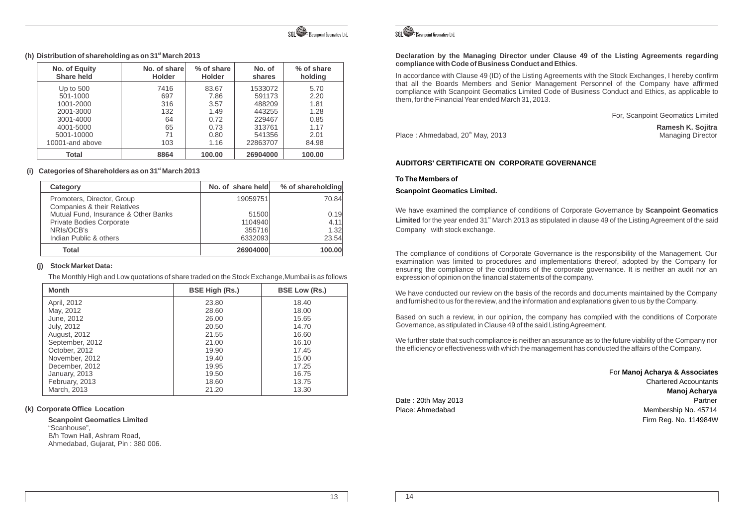### (h) Distribution of shareholding as on 31st March 2013

| No. of Equity Share held | No. of share Holder | % of share Holder | No. of shares | % of share holding |
|---|---|---|---|---|
| Up to 500 | 7416 | 83.67 | 1533072 | 5.70 |
| 501-1000 | 697 | 7.86 | 591173 | 2.20 |
| 1001-2000 | 316 | 3.57 | 488209 | 1.81 |
| 2001-3000 | 132 | 1.49 | 443255 | 1.28 |
| 3001-4000 | 64 | 0.72 | 229467 | 0.85 |
| 4001-5000 | 65 | 0.73 | 313761 | 1.17 |
| 5001-10000 | 71 | 0.80 | 541356 | 2.01 |
| 10001-and above | 103 | 1.16 | 22863707 | 84.98 |
| **Total** | **8864** | **100.00** | **26904000** | **100.00** |

### (i) Categories of Shareholders as on 31st March 2013

| Category | No. of share held | % of shareholding |
|---|---|---|
| Promoters, Director, Group Companies & their Relatives | 19059751 | 70.84 |
| Mutual Fund, Insurance & Other Banks | 51500 | 0.19 |
| Private Bodies Corporate | 1104940 | 4.11 |
| NRIs/OCB's | 355716 | 1.32 |
| Indian Public & others | 6332093 | 23.54 |
| **Total** | **26904000** | **100.00** |

### (j) Stock Market Data:

The Monthly High and Low quotations of share traded on the Stock Exchange,Mumbai is as follows

| Month | BSE High (Rs.) | BSE Low (Rs.) |
|---|---|---|
| April, 2012 | 23.80 | 18.40 |
| May, 2012 | 28.60 | 18.00 |
| June, 2012 | 26.00 | 15.65 |
| July, 2012 | 20.50 | 14.70 |
| August, 2012 | 21.55 | 16.60 |
| September, 2012 | 21.00 | 16.10 |
| October, 2012 | 19.90 | 17.45 |
| November, 2012 | 19.40 | 15.00 |
| December, 2012 | 19.95 | 17.25 |
| January, 2013 | 19.50 | 16.75 |
| February, 2013 | 18.60 | 13.75 |
| March, 2013 | 21.20 | 13.30 |

### (k) Corporate Office Location

**Scanpoint Geomatics Limited**
"Scanhouse",
B/h Town Hall, Ashram Road,
Ahmedabad, Gujarat, Pin : 380 006.

**Declaration by the Managing Director under Clause 49 of the Listing Agreements regarding compliance with Code of Business Conduct and Ethics**.

In accordance with Clause 49 (ID) of the Listing Agreements with the Stock Exchanges, I hereby confirm that all the Boards Members and Senior Management Personnel of the Company have affirmed compliance with Scanpoint Geomatics Limited Code of Business Conduct and Ethics, as applicable to them, for the Financial Year ended March 31, 2013.

For, Scanpoint Geomatics Limited

Place : Ahmedabad, 20th May, 2013

**Ramesh K. Sojitra**
Managing Director

### AUDITORS' CERTIFICATE ON CORPORATE GOVERNANCE

**To The Members of**

**Scanpoint Geomatics Limited.**

We have examined the compliance of conditions of Corporate Governance by **Scanpoint Geomatics Limited** for the year ended 31st March 2013 as stipulated in clause 49 of the Listing Agreement of the said Company with stock exchange.

The compliance of conditions of Corporate Governance is the responsibility of the Management. Our examination was limited to procedures and implementations thereof, adopted by the Company for ensuring the compliance of the conditions of the corporate governance. It is neither an audit nor an expression of opinion on the financial statements of the company.

We have conducted our review on the basis of the records and documents maintained by the Company and furnished to us for the review, and the information and explanations given to us by the Company.

Based on such a review, in our opinion, the company has complied with the conditions of Corporate Governance, as stipulated in Clause 49 of the said Listing Agreement.

We further state that such compliance is neither an assurance as to the future viability of the Company nor the efficiency or effectiveness with which the management has conducted the affairs of the Company.

For **Manoj Acharya & Associates**
Chartered Accountants
**Manoj Acharya**
Partner
Membership No. 45714
Firm Reg. No. 114984W

Date : 20th May 2013
Place: Ahmedabad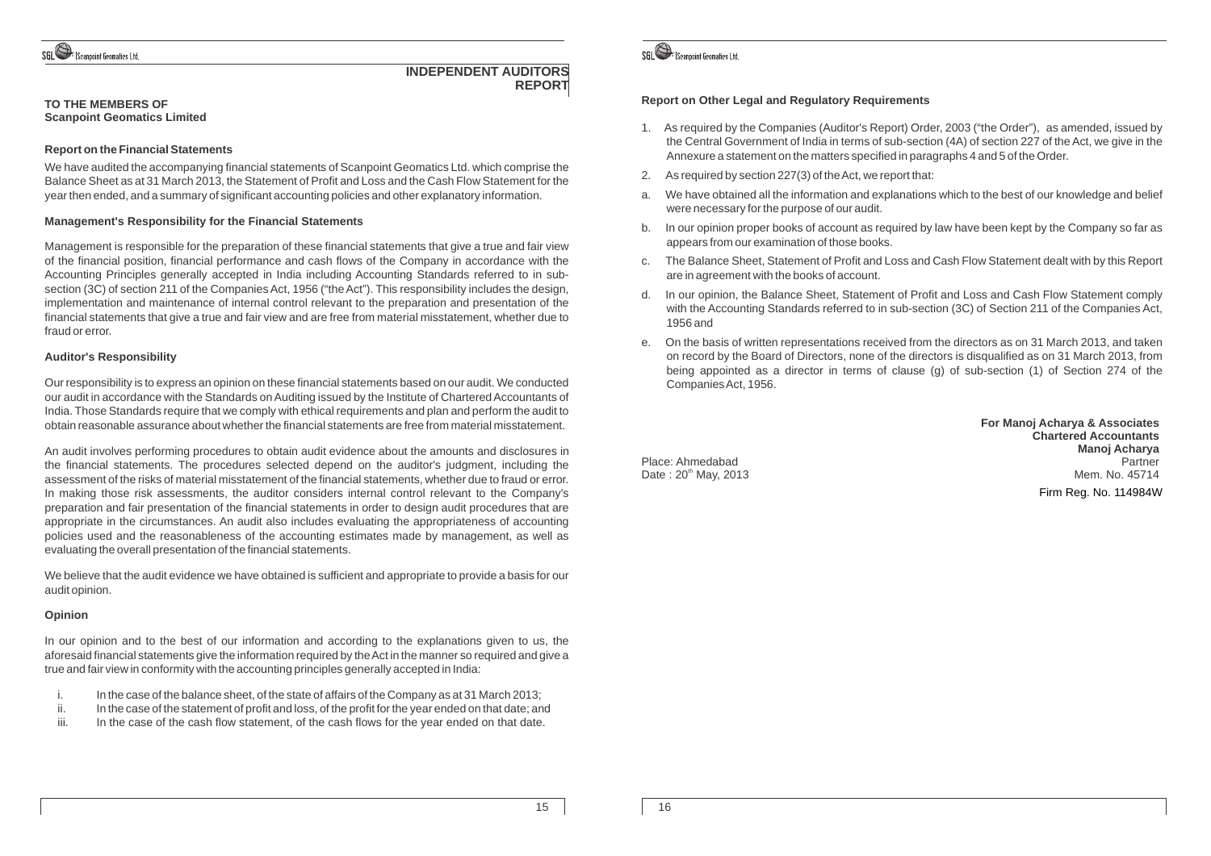## INDEPENDENT AUDITORS REPORT

**TO THE MEMBERS OF**
**Scanpoint Geomatics Limited**

### Report on the Financial Statements

We have audited the accompanying financial statements of Scanpoint Geomatics Ltd. which comprise the Balance Sheet as at 31 March 2013, the Statement of Profit and Loss and the Cash Flow Statement for the year then ended, and a summary of significant accounting policies and other explanatory information.

### Management's Responsibility for the Financial Statements

Management is responsible for the preparation of these financial statements that give a true and fair view of the financial position, financial performance and cash flows of the Company in accordance with the Accounting Principles generally accepted in India including Accounting Standards referred to in sub-section (3C) of section 211 of the Companies Act, 1956 ("the Act"). This responsibility includes the design, implementation and maintenance of internal control relevant to the preparation and presentation of the financial statements that give a true and fair view and are free from material misstatement, whether due to fraud or error.

### Auditor's Responsibility

Our responsibility is to express an opinion on these financial statements based on our audit. We conducted our audit in accordance with the Standards on Auditing issued by the Institute of Chartered Accountants of India. Those Standards require that we comply with ethical requirements and plan and perform the audit to obtain reasonable assurance about whether the financial statements are free from material misstatement.

An audit involves performing procedures to obtain audit evidence about the amounts and disclosures in the financial statements. The procedures selected depend on the auditor's judgment, including the assessment of the risks of material misstatement of the financial statements, whether due to fraud or error. In making those risk assessments, the auditor considers internal control relevant to the Company's preparation and fair presentation of the financial statements in order to design audit procedures that are appropriate in the circumstances. An audit also includes evaluating the appropriateness of accounting policies used and the reasonableness of the accounting estimates made by management, as well as evaluating the overall presentation of the financial statements.

We believe that the audit evidence we have obtained is sufficient and appropriate to provide a basis for our audit opinion.

### Opinion

In our opinion and to the best of our information and according to the explanations given to us, the aforesaid financial statements give the information required by the Act in the manner so required and give a true and fair view in conformity with the accounting principles generally accepted in India:

i. In the case of the balance sheet, of the state of affairs of the Company as at 31 March 2013;
ii. In the case of the statement of profit and loss, of the profit for the year ended on that date; and
iii. In the case of the cash flow statement, of the cash flows for the year ended on that date.

### Report on Other Legal and Regulatory Requirements

1. As required by the Companies (Auditor's Report) Order, 2003 ("the Order"), as amended, issued by the Central Government of India in terms of sub-section (4A) of section 227 of the Act, we give in the Annexure a statement on the matters specified in paragraphs 4 and 5 of the Order.
2. As required by section 227(3) of the Act, we report that:

a. We have obtained all the information and explanations which to the best of our knowledge and belief were necessary for the purpose of our audit.
b. In our opinion proper books of account as required by law have been kept by the Company so far as appears from our examination of those books.
c. The Balance Sheet, Statement of Profit and Loss and Cash Flow Statement dealt with by this Report are in agreement with the books of account.
d. In our opinion, the Balance Sheet, Statement of Profit and Loss and Cash Flow Statement comply with the Accounting Standards referred to in sub-section (3C) of Section 211 of the Companies Act, 1956 and
e. On the basis of written representations received from the directors as on 31 March 2013, and taken on record by the Board of Directors, none of the directors is disqualified as on 31 March 2013, from being appointed as a director in terms of clause (g) of sub-section (1) of Section 274 of the Companies Act, 1956.

**For Manoj Acharya & Associates**
**Chartered Accountants**
**Manoj Acharya**
Partner
Mem. No. 45714
Firm Reg. No. 114984W

Place: Ahmedabad
Date : 20th May, 2013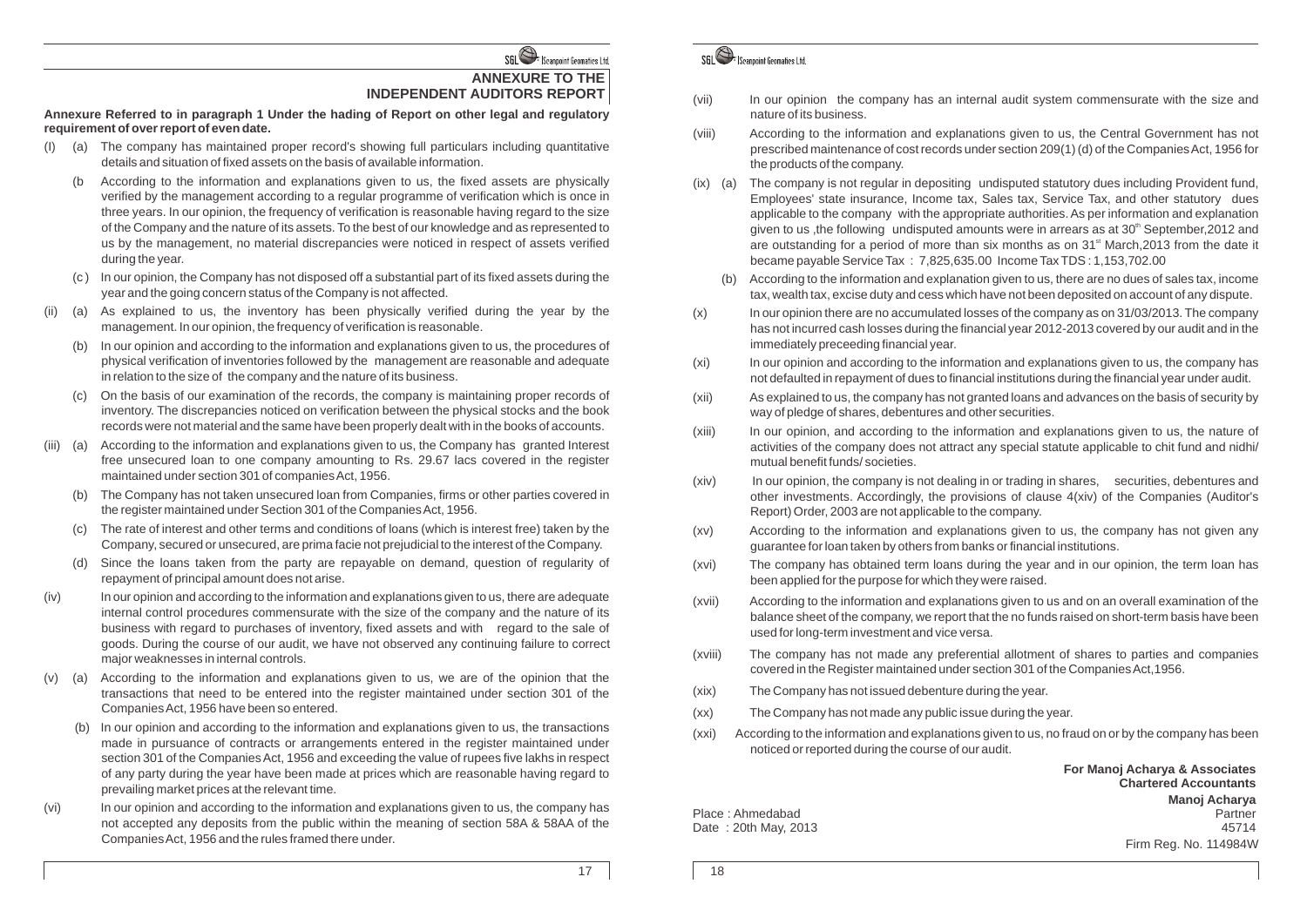## ANNEXURE TO THE INDEPENDENT AUDITORS REPORT

**Annexure Referred to in paragraph 1 Under the hading of Report on other legal and regulatory requirement of over report of even date.**

(I) (a) The company has maintained proper record's showing full particulars including quantitative details and situation of fixed assets on the basis of available information.

(b According to the information and explanations given to us, the fixed assets are physically verified by the management according to a regular programme of verification which is once in three years. In our opinion, the frequency of verification is reasonable having regard to the size of the Company and the nature of its assets. To the best of our knowledge and as represented to us by the management, no material discrepancies were noticed in respect of assets verified during the year.

(c ) In our opinion, the Company has not disposed off a substantial part of its fixed assets during the year and the going concern status of the Company is not affected.

(ii) (a) As explained to us, the inventory has been physically verified during the year by the management. In our opinion, the frequency of verification is reasonable.

(b) In our opinion and according to the information and explanations given to us, the procedures of physical verification of inventories followed by the management are reasonable and adequate in relation to the size of the company and the nature of its business.

(c) On the basis of our examination of the records, the company is maintaining proper records of inventory. The discrepancies noticed on verification between the physical stocks and the book records were not material and the same have been properly dealt with in the books of accounts.

(iii) (a) According to the information and explanations given to us, the Company has granted Interest free unsecured loan to one company amounting to Rs. 29.67 lacs covered in the register maintained under section 301 of companies Act, 1956.

(b) The Company has not taken unsecured loan from Companies, firms or other parties covered in the register maintained under Section 301 of the Companies Act, 1956.

(c) The rate of interest and other terms and conditions of loans (which is interest free) taken by the Company, secured or unsecured, are prima facie not prejudicial to the interest of the Company.

(d) Since the loans taken from the party are repayable on demand, question of regularity of repayment of principal amount does not arise.

(iv) In our opinion and according to the information and explanations given to us, there are adequate internal control procedures commensurate with the size of the company and the nature of its business with regard to purchases of inventory, fixed assets and with regard to the sale of goods. During the course of our audit, we have not observed any continuing failure to correct major weaknesses in internal controls.

(v) (a) According to the information and explanations given to us, we are of the opinion that the transactions that need to be entered into the register maintained under section 301 of the Companies Act, 1956 have been so entered.

(b) In our opinion and according to the information and explanations given to us, the transactions made in pursuance of contracts or arrangements entered in the register maintained under section 301 of the Companies Act, 1956 and exceeding the value of rupees five lakhs in respect of any party during the year have been made at prices which are reasonable having regard to prevailing market prices at the relevant time.

(vi) In our opinion and according to the information and explanations given to us, the company has not accepted any deposits from the public within the meaning of section 58A & 58AA of the Companies Act, 1956 and the rules framed there under.

(vii) In our opinion the company has an internal audit system commensurate with the size and nature of its business.

(viii) According to the information and explanations given to us, the Central Government has not prescribed maintenance of cost records under section 209(1) (d) of the Companies Act, 1956 for the products of the company.

(ix) (a) The company is not regular in depositing undisputed statutory dues including Provident fund, Employees' state insurance, Income tax, Sales tax, Service Tax, and other statutory dues applicable to the company with the appropriate authorities. As per information and explanation given to us ,the following undisputed amounts were in arrears as at 30th September,2012 and are outstanding for a period of more than six months as on 31st March,2013 from the date it became payable Service Tax : 7,825,635.00 Income Tax TDS : 1,153,702.00

(b) According to the information and explanation given to us, there are no dues of sales tax, income tax, wealth tax, excise duty and cess which have not been deposited on account of any dispute.

(x) In our opinion there are no accumulated losses of the company as on 31/03/2013. The company has not incurred cash losses during the financial year 2012-2013 covered by our audit and in the immediately preceeding financial year.

(xi) In our opinion and according to the information and explanations given to us, the company has not defaulted in repayment of dues to financial institutions during the financial year under audit.

(xii) As explained to us, the company has not granted loans and advances on the basis of security by way of pledge of shares, debentures and other securities.

(xiii) In our opinion, and according to the information and explanations given to us, the nature of activities of the company does not attract any special statute applicable to chit fund and nidhi/ mutual benefit funds/ societies.

(xiv) In our opinion, the company is not dealing in or trading in shares, securities, debentures and other investments. Accordingly, the provisions of clause 4(xiv) of the Companies (Auditor's Report) Order, 2003 are not applicable to the company.

(xv) According to the information and explanations given to us, the company has not given any guarantee for loan taken by others from banks or financial institutions.

(xvi) The company has obtained term loans during the year and in our opinion, the term loan has been applied for the purpose for which they were raised.

(xvii) According to the information and explanations given to us and on an overall examination of the balance sheet of the company, we report that the no funds raised on short-term basis have been used for long-term investment and vice versa.

(xviii) The company has not made any preferential allotment of shares to parties and companies covered in the Register maintained under section 301 of the Companies Act,1956.

(xix) The Company has not issued debenture during the year.

(xx) The Company has not made any public issue during the year.

(xxi) According to the information and explanations given to us, no fraud on or by the company has been noticed or reported during the course of our audit.

**For Manoj Acharya & Associates**
**Chartered Accountants**

**Manoj Acharya**
Partner
45714
Firm Reg. No. 114984W

Place : Ahmedabad
Date : 20th May, 2013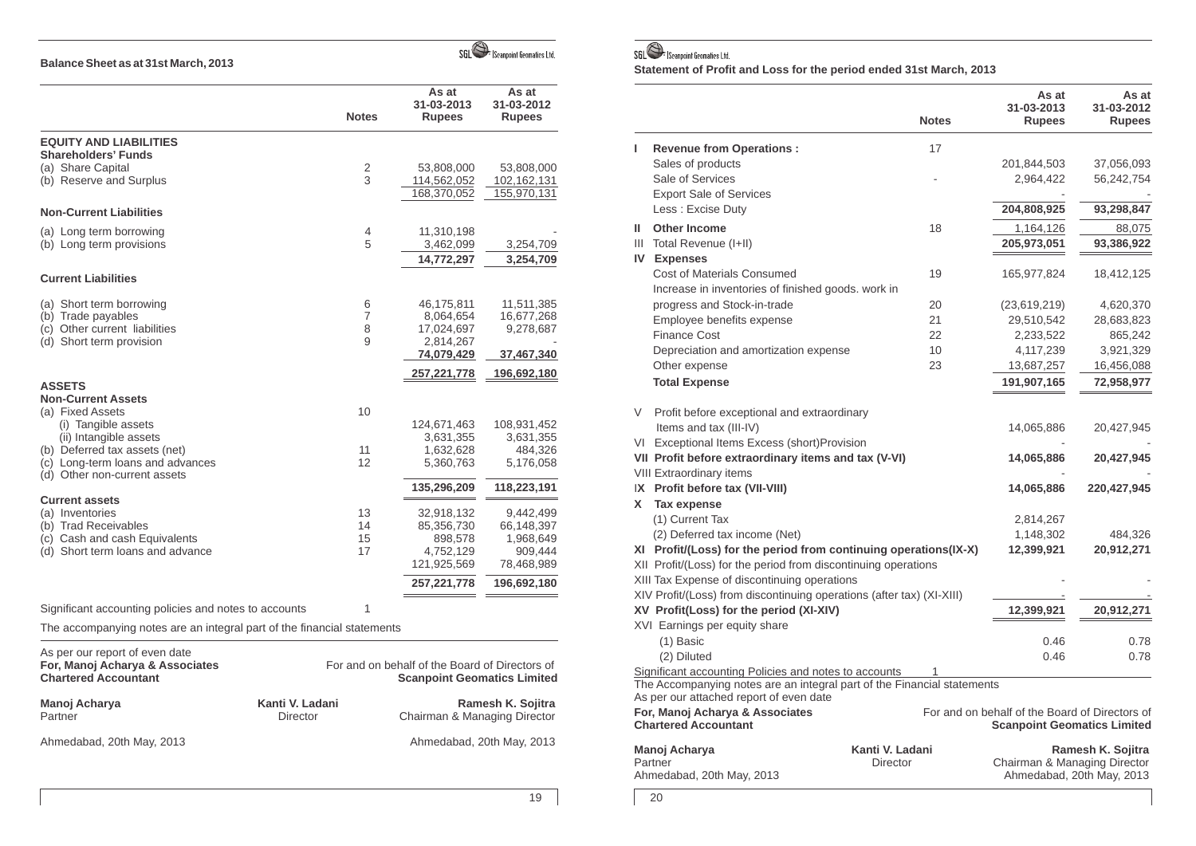## Balance Sheet as at 31st March, 2013

| | Notes | As at 31-03-2013 Rupees | As at 31-03-2012 Rupees |
|---|---|---|---|
| **EQUITY AND LIABILITIES** | | | |
| **Shareholders' Funds** | | | |
| (a) Share Capital | 2 | 53,808,000 | 53,808,000 |
| (b) Reserve and Surplus | 3 | 114,562,052 | 102,162,131 |
| | | 168,370,052 | 155,970,131 |
| **Non-Current Liabilities** | | | |
| (a) Long term borrowing | 4 | 11,310,198 | - |
| (b) Long term provisions | 5 | 3,462,099 | 3,254,709 |
| | | **14,772,297** | **3,254,709** |
| **Current Liabilities** | | | |
| (a) Short term borrowing | 6 | 46,175,811 | 11,511,385 |
| (b) Trade payables | 7 | 8,064,654 | 16,677,268 |
| (c) Other current liabilities | 8 | 17,024,697 | 9,278,687 |
| (d) Short term provision | 9 | 2,814,267 | - |
| | | **74,079,429** | **37,467,340** |
| | | **257,221,778** | **196,692,180** |
| **ASSETS** | | | |
| **Non-Current Assets** | | | |
| (a) Fixed Assets | 10 | | |
| (i) Tangible assets | | 124,671,463 | 108,931,452 |
| (ii) Intangible assets | | 3,631,355 | 3,631,355 |
| (b) Deferred tax assets (net) | 11 | 1,632,628 | 484,326 |
| (c) Long-term loans and advances | 12 | 5,360,763 | 5,176,058 |
| (d) Other non-current assets | | | |
| | | **135,296,209** | **118,223,191** |
| **Current assets** | | | |
| (a) Inventories | 13 | 32,918,132 | 9,442,499 |
| (b) Trad Receivables | 14 | 85,356,730 | 66,148,397 |
| (c) Cash and cash Equivalents | 15 | 898,578 | 1,968,649 |
| (d) Short term loans and advance | 17 | 4,752,129 | 909,444 |
| | | 121,925,569 | 78,468,989 |
| | | **257,221,778** | **196,692,180** |
| Significant accounting policies and notes to accounts | 1 | | |

The accompanying notes are an integral part of the financial statements

As per our report of even date
**For, Manoj Acharya & Associates**
**Chartered Accountant**

For and on behalf of the Board of Directors of
**Scanpoint Geomatics Limited**

**Manoj Acharya**
Partner

**Kanti V. Ladani**
Director

**Ramesh K. Sojitra**
Chairman & Managing Director

Ahmedabad, 20th May, 2013

Ahmedabad, 20th May, 2013

## Statement of Profit and Loss for the period ended 31st March, 2013

| | | Notes | As at 31-03-2013 Rupees | As at 31-03-2012 Rupees |
|---|---|---|---|---|
| **I** | **Revenue from Operations :** | 17 | | |
| | Sales of products | | 201,844,503 | 37,056,093 |
| | Sale of Services | - | 2,964,422 | 56,242,754 |
| | Export Sale of Services | | - | - |
| | Less : Excise Duty | | **204,808,925** | **93,298,847** |
| **II** | **Other Income** | 18 | 1,164,126 | 88,075 |
| III | Total Revenue (I+II) | | **205,973,051** | **93,386,922** |
| **IV** | **Expenses** | | | |
| | Cost of Materials Consumed | 19 | 165,977,824 | 18,412,125 |
| | Increase in inventories of finished goods. work in progress and Stock-in-trade | 20 | (23,619,219) | 4,620,370 |
| | Employee benefits expense | 21 | 29,510,542 | 28,683,823 |
| | Finance Cost | 22 | 2,233,522 | 865,242 |
| | Depreciation and amortization expense | 10 | 4,117,239 | 3,921,329 |
| | Other expense | 23 | 13,687,257 | 16,456,088 |
| | **Total Expense** | | **191,907,165** | **72,958,977** |
| V | Profit before exceptional and extraordinary Items and tax (III-IV) | | 14,065,886 | 20,427,945 |
| VI | Exceptional Items Excess (short)Provision | | - | - |
| **VII** | **Profit before extraordinary items and tax (V-VI)** | | **14,065,886** | **20,427,945** |
| VIII | Extraordinary items | | - | - |
| **IX** | **Profit before tax (VII-VIII)** | | **14,065,886** | **220,427,945** |
| **X** | **Tax expense** | | | |
| | (1) Current Tax | | 2,814,267 | |
| | (2) Deferred tax income (Net) | | 1,148,302 | 484,326 |
| **XI** | **Profit/(Loss) for the period from continuing operations(IX-X)** | | **12,399,921** | **20,912,271** |
| XII | Profit/(Loss) for the period from discontinuing operations | | | |
| XIII | Tax Expense of discontinuing operations | | - | - |
| XIV | Profit/(Loss) from discontinuing operations (after tax) (XI-XIII) | | - | - |
| **XV** | **Profit(Loss) for the period (XI-XIV)** | | **12,399,921** | **20,912,271** |
| XVI | Earnings per equity share | | | |
| | (1) Basic | | 0.46 | 0.78 |
| | (2) Diluted | | 0.46 | 0.78 |
| | Significant accounting Policies and notes to accounts | 1 | | |

The Accompanying notes are an integral part of the Financial statements

As per our attached report of even date
**For, Manoj Acharya & Associates**
**Chartered Accountant**

For and on behalf of the Board of Directors of
**Scanpoint Geomatics Limited**

**Manoj Acharya**
Partner
Ahmedabad, 20th May, 2013

**Kanti V. Ladani**
Director

**Ramesh K. Sojitra**
Chairman & Managing Director
Ahmedabad, 20th May, 2013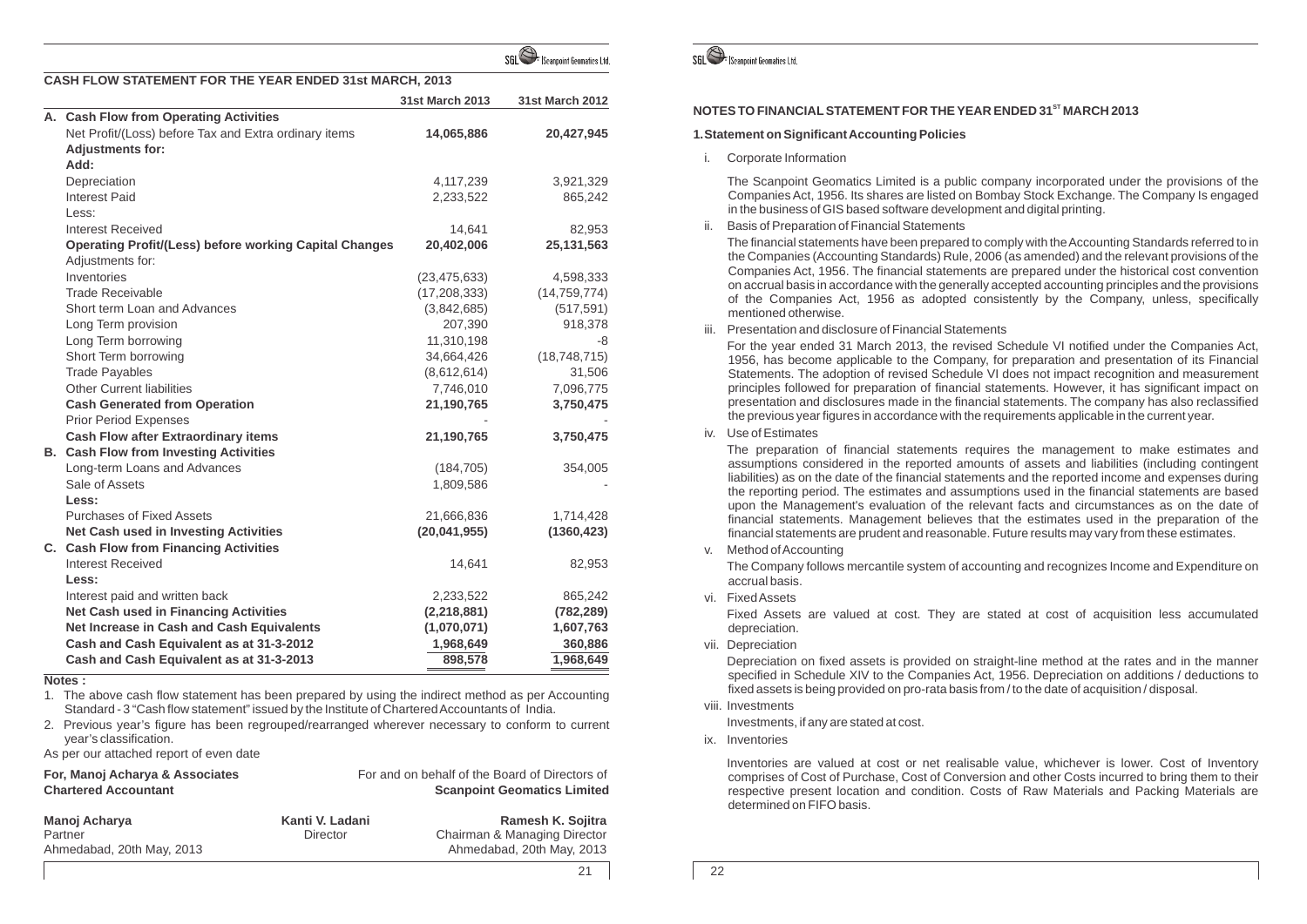## CASH FLOW STATEMENT FOR THE YEAR ENDED 31st MARCH, 2013

| | 31st March 2013 | 31st March 2012 |
|---|---|---|
| **A. Cash Flow from Operating Activities** | | |
| Net Profit/(Loss) before Tax and Extra ordinary items | **14,065,886** | **20,427,945** |
| **Adjustments for:** | | |
| **Add:** | | |
| Depreciation | 4,117,239 | 3,921,329 |
| Interest Paid | 2,233,522 | 865,242 |
| Less: | | |
| Interest Received | 14,641 | 82,953 |
| **Operating Profit/(Less) before working Capital Changes** | **20,402,006** | **25,131,563** |
| Adjustments for: | | |
| Inventories | (23,475,633) | 4,598,333 |
| Trade Receivable | (17,208,333) | (14,759,774) |
| Short term Loan and Advances | (3,842,685) | (517,591) |
| Long Term provision | 207,390 | 918,378 |
| Long Term borrowing | 11,310,198 | -8 |
| Short Term borrowing | 34,664,426 | (18,748,715) |
| Trade Payables | (8,612,614) | 31,506 |
| Other Current liabilities | 7,746,010 | 7,096,775 |
| **Cash Generated from Operation** | **21,190,765** | **3,750,475** |
| Prior Period Expenses | - | - |
| **Cash Flow after Extraordinary items** | **21,190,765** | **3,750,475** |
| **B. Cash Flow from Investing Activities** | | |
| Long-term Loans and Advances | (184,705) | 354,005 |
| Sale of Assets | 1,809,586 | - |
| **Less:** | | |
| Purchases of Fixed Assets | 21,666,836 | 1,714,428 |
| **Net Cash used in Investing Activities** | **(20,041,955)** | **(1360,423)** |
| **C. Cash Flow from Financing Activities** | | |
| Interest Received | 14,641 | 82,953 |
| **Less:** | | |
| Interest paid and written back | 2,233,522 | 865,242 |
| **Net Cash used in Financing Activities** | **(2,218,881)** | **(782,289)** |
| **Net Increase in Cash and Cash Equivalents** | **(1,070,071)** | **1,607,763** |
| **Cash and Cash Equivalent as at 31-3-2012** | **1,968,649** | **360,886** |
| **Cash and Cash Equivalent as at 31-3-2013** | **898,578** | **1,968,649** |

**Notes :**

1. The above cash flow statement has been prepared by using the indirect method as per Accounting Standard - 3 "Cash flow statement" issued by the Institute of Chartered Accountants of India.
2. Previous year's figure has been regrouped/rearranged wherever necessary to conform to current year's classification.

As per our attached report of even date

**For, Manoj Acharya & Associates**
**Chartered Accountant**

For and on behalf of the Board of Directors of
**Scanpoint Geomatics Limited**

**Manoj Acharya**
Partner
Ahmedabad, 20th May, 2013

**Kanti V. Ladani**
Director

**Ramesh K. Sojitra**
Chairman & Managing Director
Ahmedabad, 20th May, 2013

## NOTES TO FINANCIAL STATEMENT FOR THE YEAR ENDED 31[ST] MARCH 2013

### 1. Statement on Significant Accounting Policies

i. Corporate Information

The Scanpoint Geomatics Limited is a public company incorporated under the provisions of the Companies Act, 1956. Its shares are listed on Bombay Stock Exchange. The Company Is engaged in the business of GIS based software development and digital printing.

ii. Basis of Preparation of Financial Statements

The financial statements have been prepared to comply with the Accounting Standards referred to in the Companies (Accounting Standards) Rule, 2006 (as amended) and the relevant provisions of the Companies Act, 1956. The financial statements are prepared under the historical cost convention on accrual basis in accordance with the generally accepted accounting principles and the provisions of the Companies Act, 1956 as adopted consistently by the Company, unless, specifically mentioned otherwise.

iii. Presentation and disclosure of Financial Statements

For the year ended 31 March 2013, the revised Schedule VI notified under the Companies Act, 1956, has become applicable to the Company, for preparation and presentation of its Financial Statements. The adoption of revised Schedule VI does not impact recognition and measurement principles followed for preparation of financial statements. However, it has significant impact on presentation and disclosures made in the financial statements. The company has also reclassified the previous year figures in accordance with the requirements applicable in the current year.

iv. Use of Estimates

The preparation of financial statements requires the management to make estimates and assumptions considered in the reported amounts of assets and liabilities (including contingent liabilities) as on the date of the financial statements and the reported income and expenses during the reporting period. The estimates and assumptions used in the financial statements are based upon the Management's evaluation of the relevant facts and circumstances as on the date of financial statements. Management believes that the estimates used in the preparation of the financial statements are prudent and reasonable. Future results may vary from these estimates.

v. Method of Accounting

The Company follows mercantile system of accounting and recognizes Income and Expenditure on accrual basis.

vi. Fixed Assets

Fixed Assets are valued at cost. They are stated at cost of acquisition less accumulated depreciation.

vii. Depreciation

Depreciation on fixed assets is provided on straight-line method at the rates and in the manner specified in Schedule XIV to the Companies Act, 1956. Depreciation on additions / deductions to fixed assets is being provided on pro-rata basis from / to the date of acquisition / disposal.

viii. Investments

Investments, if any are stated at cost.

ix. Inventories

Inventories are valued at cost or net realisable value, whichever is lower. Cost of Inventory comprises of Cost of Purchase, Cost of Conversion and other Costs incurred to bring them to their respective present location and condition. Costs of Raw Materials and Packing Materials are determined on FIFO basis.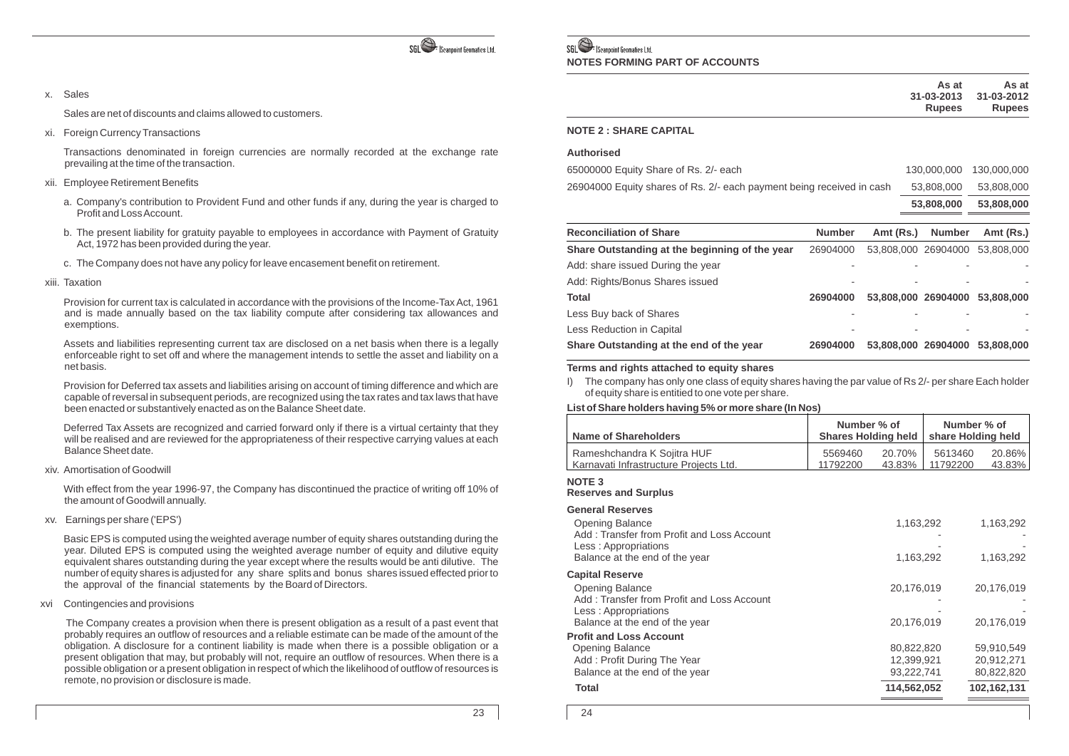x. Sales

Sales are net of discounts and claims allowed to customers.

xi. Foreign Currency Transactions

Transactions denominated in foreign currencies are normally recorded at the exchange rate prevailing at the time of the transaction.

xii. Employee Retirement Benefits

a. Company's contribution to Provident Fund and other funds if any, during the year is charged to Profit and Loss Account.

b. The present liability for gratuity payable to employees in accordance with Payment of Gratuity Act, 1972 has been provided during the year.

c. The Company does not have any policy for leave encasement benefit on retirement.

xiii. Taxation

Provision for current tax is calculated in accordance with the provisions of the Income-Tax Act, 1961 and is made annually based on the tax liability compute after considering tax allowances and exemptions.

Assets and liabilities representing current tax are disclosed on a net basis when there is a legally enforceable right to set off and where the management intends to settle the asset and liability on a net basis.

Provision for Deferred tax assets and liabilities arising on account of timing difference and which are capable of reversal in subsequent periods, are recognized using the tax rates and tax laws that have been enacted or substantively enacted as on the Balance Sheet date.

Deferred Tax Assets are recognized and carried forward only if there is a virtual certainty that they will be realised and are reviewed for the appropriateness of their respective carrying values at each Balance Sheet date.

xiv. Amortisation of Goodwill

With effect from the year 1996-97, the Company has discontinued the practice of writing off 10% of the amount of Goodwill annually.

xv. Earnings per share ('EPS')

Basic EPS is computed using the weighted average number of equity shares outstanding during the year. Diluted EPS is computed using the weighted average number of equity and dilutive equity equivalent shares outstanding during the year except where the results would be anti dilutive. The number of equity shares is adjusted for any share splits and bonus shares issued effected prior to the approval of the financial statements by the Board of Directors.

xvi Contingencies and provisions

The Company creates a provision when there is present obligation as a result of a past event that probably requires an outflow of resources and a reliable estimate can be made of the amount of the obligation. A disclosure for a continent liability is made when there is a possible obligation or a present obligation that may, but probably will not, require an outflow of resources. When there is a possible obligation or a present obligation in respect of which the likelihood of outflow of resources is remote, no provision or disclosure is made.

## NOTES FORMING PART OF ACCOUNTS

| | As at 31-03-2013 Rupees | As at 31-03-2012 Rupees |
|---|---|---|
| **NOTE 2 : SHARE CAPITAL** | | |
| **Authorised** | | |
| 65000000 Equity Share of Rs. 2/- each | 130,000,000 | 130,000,000 |
| 26904000 Equity shares of Rs. 2/- each payment being received in cash | 53,808,000 | 53,808,000 |
| | **53,808,000** | **53,808,000** |

| Reconciliation of Share | Number | Amt (Rs.) | Number | Amt (Rs.) |
|---|---|---|---|---|
| **Share Outstanding at the beginning of the year** | 26904000 | 53,808,000 | 26904000 | 53,808,000 |
| Add: share issued During the year | - | - | - | - |
| Add: Rights/Bonus Shares issued | - | - | - | - |
| **Total** | **26904000** | **53,808,000** | **26904000** | **53,808,000** |
| Less Buy back of Shares | - | - | - | - |
| Less Reduction in Capital | - | - | - | - |
| **Share Outstanding at the end of the year** | **26904000** | **53,808,000** | **26904000** | **53,808,000** |

**Terms and rights attached to equity shares**

I) The company has only one class of equity shares having the par value of Rs 2/- per share Each holder of equity share is entitied to one vote per share.

**List of Share holders having 5% or more share (In Nos)**

| Name of Shareholders | Number Shares | % of Holding held | Number | % of share Holding held |
|---|---|---|---|---|
| Rameshchandra K Sojitra HUF | 5569460 | 20.70% | 5613460 | 20.86% |
| Karnavati Infrastructure Projects Ltd. | 11792200 | 43.83% | 11792200 | 43.83% |

**NOTE 3**
**Reserves and Surplus**

| | As at 31-03-2013 Rupees | As at 31-03-2012 Rupees |
|---|---|---|
| **General Reserves** | | |
| Opening Balance | 1,163,292 | 1,163,292 |
| Add : Transfer from Profit and Loss Account | - | - |
| Less : Appropriations | - | - |
| Balance at the end of the year | 1,163,292 | 1,163,292 |
| **Capital Reserve** | | |
| Opening Balance | 20,176,019 | 20,176,019 |
| Add : Transfer from Profit and Loss Account | - | - |
| Less : Appropriations | - | - |
| Balance at the end of the year | 20,176,019 | 20,176,019 |
| **Profit and Loss Account** | | |
| Opening Balance | 80,822,820 | 59,910,549 |
| Add : Profit During The Year | 12,399,921 | 20,912,271 |
| Balance at the end of the year | 93,222,741 | 80,822,820 |
| **Total** | 114,562,052 | 102,162,131 |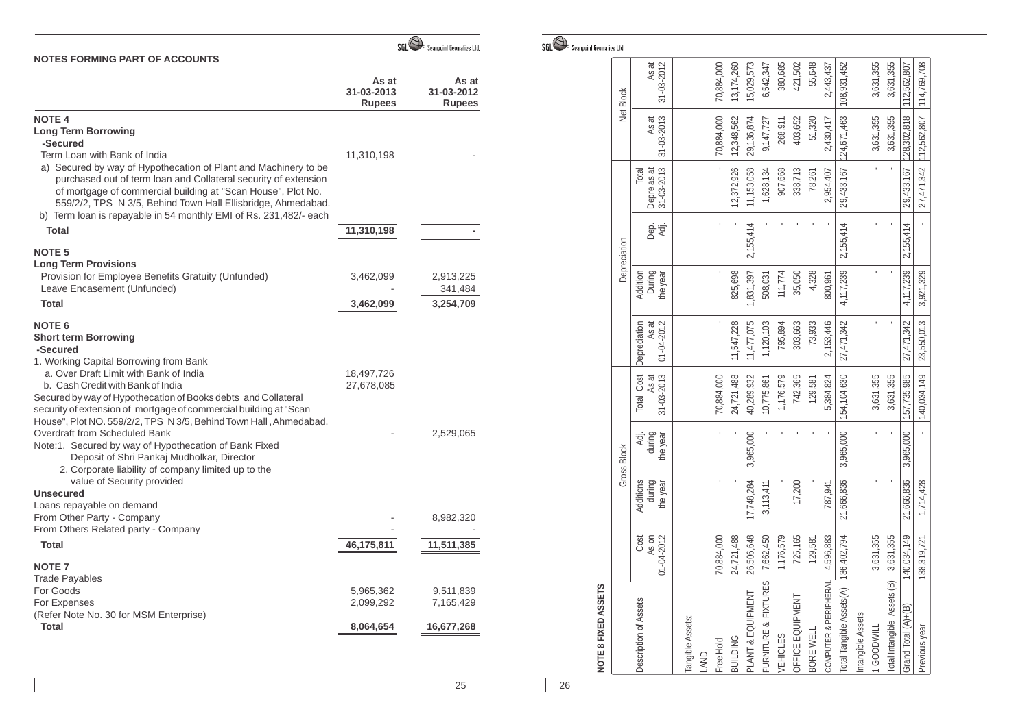## NOTES FORMING PART OF ACCOUNTS

| | As at 31-03-2013 Rupees | As at 31-03-2012 Rupees |
|---|---|---|
| **NOTE 4** | | |
| **Long Term Borrowing** | | |
| **-Secured** | | |
| Term Loan with Bank of India | 11,310,198 | - |
| a) Secured by way of Hypothecation of Plant and Machinery to be purchased out of term loan and Collateral security of extension of mortgage of commercial building at "Scan House", Plot No. 559/2/2, TPS N 3/5, Behind Town Hall Ellisbridge, Ahmedabad. | | |
| b) Term loan is repayable in 54 monthly EMI of Rs. 231,482/- each | | |
| **Total** | **11,310,198** | **-** |
| **NOTE 5** | | |
| **Long Term Provisions** | | |
| Provision for Employee Benefits Gratuity (Unfunded) | 3,462,099 | 2,913,225 |
| Leave Encasement (Unfunded) | - | 341,484 |
| **Total** | **3,462,099** | **3,254,709** |
| **NOTE 6** | | |
| **Short term Borrowing** | | |
| **-Secured** | | |
| 1. Working Capital Borrowing from Bank | | |
| a. Over Draft Limit with Bank of India | 18,497,726 | |
| b. Cash Credit with Bank of India | 27,678,085 | |
| Secured by way of Hypothecation of Books debts and Collateral security of extension of mortgage of commercial building at "Scan House", Plot NO. 559/2/2, TPS N 3/5, Behind Town Hall, Ahmedabad. | | |
| Overdraft from Scheduled Bank | - | 2,529,065 |
| Note:1. Secured by way of Hypothecation of Bank Fixed Deposit of Shri Pankaj Mudholkar, Director | | |
| 2. Corporate liability of company limited up to the value of Security provided | | |
| **Unsecured** | | |
| Loans repayable on demand | | |
| From Other Party - Company | - | 8,982,320 |
| From Others Related party - Company | - | - |
| **Total** | **46,175,811** | **11,511,385** |
| **NOTE 7** | | |
| Trade Payables | | |
| For Goods | 5,965,362 | 9,511,839 |
| For Expenses | 2,099,292 | 7,165,429 |
| (Refer Note No. 30 for MSM Enterprise) | | |
| **Total** | **8,064,654** | **16,677,268** |

## NOTE 8 FIXED ASSETS

| Description of Assets | Gross Block | | | | Depreciation | | | | Net Block | |
|---|---|---|---|---|---|---|---|---|---|---|
| | Cost As on 01-04-2012 | Additions during the year | Adj. during the year | Total Cost As at 31-03-2013 | Depreciation As at 01-04-2012 | Addition During the year | Dep. Adj. | Total Depre as at 31-03-2013 | As at 31-03-2013 | As at 31-03-2012 |
| Tangible Assets: | | | | | | | | | | |
| LAND | | | | | | | | | | |
| Free Hold | 70,884,000 | - | - | 70,884,000 | - | - | - | - | 70,884,000 | 70,884,000 |
| BUILDING | 24,721,488 | - | - | 24,721,488 | 11,547,228 | 825,698 | - | 12,372,926 | 12,348,562 | 13,174,260 |
| PLANT & EQUIPMENT | 26,506,648 | 17,748,284 | 3,965,000 | 40,289,932 | 11,477,075 | 1,831,397 | 2,155,414 | 11,153,058 | 29,136,874 | 15,029,573 |
| FURNITURE & FIXTURES | 7,662,450 | 3,113,411 | - | 10,775,861 | 1,120,103 | 508,031 | - | 1,628,134 | 9,147,727 | 6,542,347 |
| VEHICLES | 1,176,579 | - | - | 1,176,579 | 795,894 | 111,774 | - | 907,668 | 268,911 | 380,685 |
| OFFICE EQUIPMENT | 725,165 | 17,200 | - | 742,365 | 303,663 | 35,050 | - | 338,713 | 403,652 | 421,502 |
| BORE WELL | 129,581 | - | - | 129,581 | 73,933 | 4,328 | - | 78,261 | 51,320 | 55,648 |
| COMPUTER & PERIPHERAL | 4,596,883 | 787,941 | - | 5,384,824 | 2,153,446 | 800,961 | - | 2,954,407 | 2,430,417 | 2,443,437 |
| Total Tangible Assets(A) | 136,402,794 | 21,666,836 | 3,965,000 | 154,104,630 | 27,471,342 | 4,117,239 | 2,155,414 | 29,433,167 | 124,671,463 | 108,931,452 |
| Intangible Assets | | | | | | | | | | |
| 1 GOODWILL | 3,631,355 | - | - | 3,631,355 | - | - | - | - | 3,631,355 | 3,631,355 |
| Total Intangible Assets (B) | 3,631,355 | - | - | 3,631,355 | - | - | - | - | 3,631,355 | 3,631,355 |
| Grand Total (A)+(B) | 140,034,149 | 21,666,836 | 3,965,000 | 157,735,985 | 27,471,342 | 4,117,239 | 2,155,414 | 29,433,167 | 128,302,818 | 112,562,807 |
| Previous year | 138,319,721 | 1,714,428 | - | 140,034,149 | 23,550,013 | 3,921,329 | - | 27,471,342 | 112,562,807 | 114,769,708 |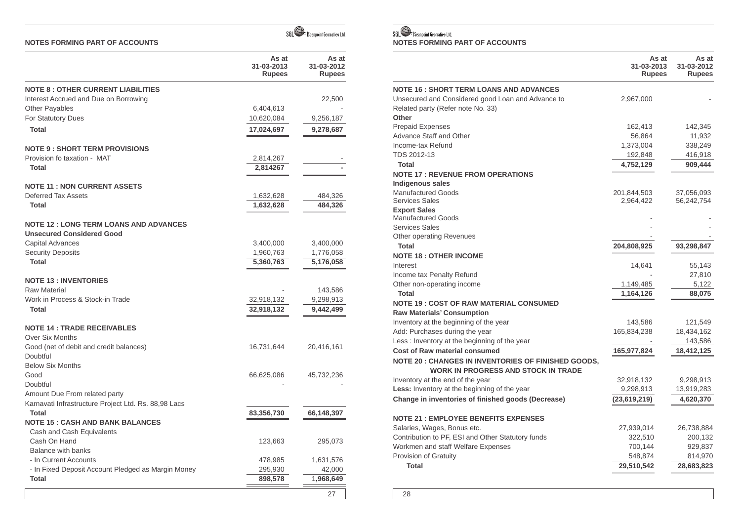## NOTES FORMING PART OF ACCOUNTS

| | As at 31-03-2013 Rupees | As at 31-03-2012 Rupees |
|---|---|---|
| **NOTE 8 : OTHER CURRENT LIABILITIES** | | |
| Interest Accrued and Due on Borrowing | | 22,500 |
| Other Payables | 6,404,613 | - |
| For Statutory Dues | 10,620,084 | 9,256,187 |
| **Total** | **17,024,697** | **9,278,687** |
| **NOTE 9 : SHORT TERM PROVISIONS** | | |
| Provision fo taxation - MAT | 2,814,267 | - |
| **Total** | **2,814267** | **-** |
| **NOTE 11 : NON CURRENT ASSETS** | | |
| Deferred Tax Assets | 1,632,628 | 484,326 |
| **Total** | **1,632,628** | **484,326** |
| **NOTE 12 : LONG TERM LOANS AND ADVANCES** | | |
| **Unsecured Considered Good** | | |
| Capital Advances | 3,400,000 | 3,400,000 |
| Security Deposits | 1,960,763 | 1,776,058 |
| **Total** | **5,360,763** | **5,176,058** |
| **NOTE 13 : INVENTORIES** | | |
| Raw Material | - | 143,586 |
| Work in Process & Stock-in Trade | 32,918,132 | 9,298,913 |
| **Total** | **32,918,132** | **9,442,499** |
| **NOTE 14 : TRADE RECEIVABLES** | | |
| Over Six Months | | |
| Good (net of debit and credit balances) | 16,731,644 | 20,416,161 |
| Doubtful | | |
| Below Six Months | | |
| Good | 66,625,086 | 45,732,236 |
| Doubtful | - | - |
| Amount Due From related party | | |
| Karnavati Infrastructure Project Ltd. Rs. 88,98 Lacs | | |
| **Total** | **83,356,730** | **66,148,397** |
| **NOTE 15 : CASH AND BANK BALANCES** | | |
| Cash and Cash Equivalents | | |
| Cash On Hand | 123,663 | 295,073 |
| Balance with banks | | |
| - In Current Accounts | 478,985 | 1,631,576 |
| - In Fixed Deposit Account Pledged as Margin Money | 295,930 | 42,000 |
| **Total** | **898,578** | **1,968,649** |

## NOTES FORMING PART OF ACCOUNTS

| | As at 31-03-2013 Rupees | As at 31-03-2012 Rupees |
|---|---|---|
| **NOTE 16 : SHORT TERM LOANS AND ADVANCES** | | |
| Unsecured and Considered good Loan and Advance to Related party (Refer note No. 33) | 2,967,000 | - |
| **Other** | | |
| Prepaid Expenses | 162,413 | 142,345 |
| Advance Staff and Other | 56,864 | 11,932 |
| Income-tax Refund | 1,373,004 | 338,249 |
| TDS 2012-13 | 192,848 | 416,918 |
| **Total** | **4,752,129** | **909,444** |
| **NOTE 17 : REVENUE FROM OPERATIONS** | | |
| **Indigenous sales** | | |
| Manufactured Goods | 201,844,503 | 37,056,093 |
| Services Sales | 2,964,422 | 56,242,754 |
| **Export Sales** | | |
| Manufactured Goods | - | - |
| Services Sales | - | - |
| Other operating Revenues | - | - |
| **Total** | **204,808,925** | **93,298,847** |
| **NOTE 18 : OTHER INCOME** | | |
| Interest | 14,641 | 55,143 |
| Income tax Penalty Refund | - | 27,810 |
| Other non-operating income | 1,149,485 | 5,122 |
| **Total** | **1,164,126** | **88,075** |
| **NOTE 19 : COST OF RAW MATERIAL CONSUMED** | | |
| **Raw Materials' Consumption** | | |
| Inventory at the beginning of the year | 143,586 | 121,549 |
| Add: Purchases during the year | 165,834,238 | 18,434,162 |
| Less : Inventory at the beginning of the year | - | 143,586 |
| **Cost of Raw material consumed** | **165,977,824** | **18,412,125** |
| **NOTE 20 : CHANGES IN INVENTORIES OF FINISHED GOODS, WORK IN PROGRESS AND STOCK IN TRADE** | | |
| Inventory at the end of the year | 32,918,132 | 9,298,913 |
| **Less:** Inventory at the beginning of the year | 9,298,913 | 13,919,283 |
| **Change in inventories of finished goods (Decrease)** | **(23,619,219)** | **4,620,370** |
| **NOTE 21 : EMPLOYEE BENEFITS EXPENSES** | | |
| Salaries, Wages, Bonus etc. | 27,939,014 | 26,738,884 |
| Contribution to PF, ESI and Other Statutory funds | 322,510 | 200,132 |
| Workmen and staff Welfare Expenses | 700,144 | 929,837 |
| Provision of Gratuity | 548,874 | 814,970 |
| **Total** | **29,510,542** | **28,683,823** |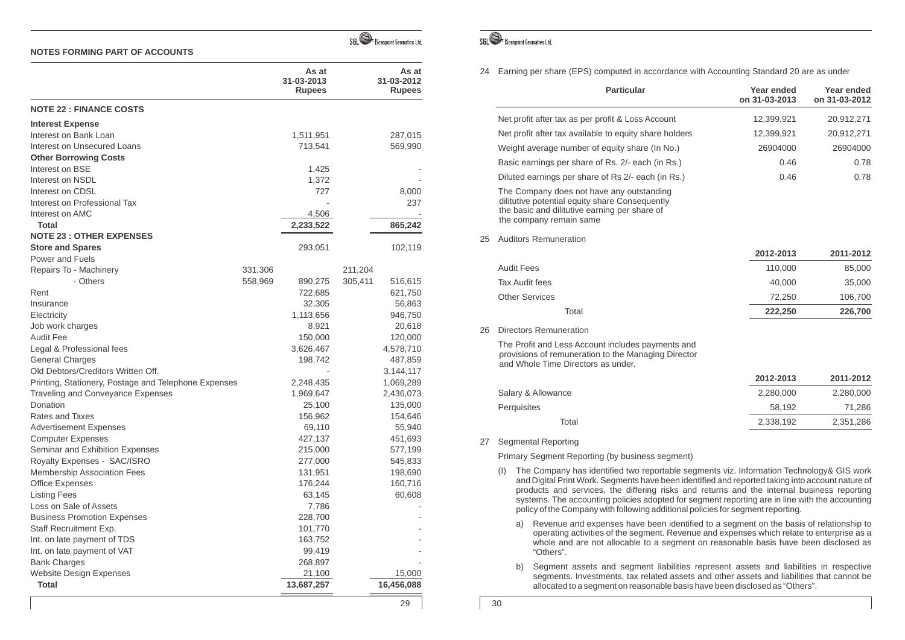## NOTES FORMING PART OF ACCOUNTS

| | | As at 31-03-2013 Rupees | | As at 31-03-2012 Rupees |
|---|---|---|---|---|
| **NOTE 22 : FINANCE COSTS** | | | | |
| **Interest Expense** | | | | |
| Interest on Bank Loan | | 1,511,951 | | 287,015 |
| Interest on Unsecured Loans | | 713,541 | | 569,990 |
| **Other Borrowing Costs** | | | | |
| Interest on BSE | | 1,425 | | - |
| Interest on NSDL | | 1,372 | | - |
| Interest on CDSL | | 727 | | 8,000 |
| Interest on Professional Tax | | - | | 237 |
| Interest on AMC | | 4,506 | | - |
| **Total** | | **2,233,522** | | **865,242** |
| **NOTE 23 : OTHER EXPENSES** | | | | |
| **Store and Spares** | | 293,051 | | 102,119 |
| Power and Fuels | | | | |
| Repairs To - Machinery | 331,306 | | 211,204 | |
| - Others | 558,969 | 890,275 | 305,411 | 516,615 |
| Rent | | 722,685 | | 621,750 |
| Insurance | | 32,305 | | 56,863 |
| Electricity | | 1,113,656 | | 946,750 |
| Job work charges | | 8,921 | | 20,618 |
| Audit Fee | | 150,000 | | 120,000 |
| Legal & Professional fees | | 3,626,467 | | 4,578,710 |
| General Charges | | 198,742 | | 487,859 |
| Old Debtors/Creditors Written Off. | | - | | 3,144,117 |
| Printing, Stationery, Postage and Telephone Expenses | | 2,248,435 | | 1,069,289 |
| Traveling and Conveyance Expenses | | 1,969,647 | | 2,436,073 |
| Donation | | 25,100 | | 135,000 |
| Rates and Taxes | | 156,962 | | 154,646 |
| Advertisement Expenses | | 69,110 | | 55,940 |
| Computer Expenses | | 427,137 | | 451,693 |
| Seminar and Exhibition Expenses | | 215,000 | | 577,199 |
| Royalty Expenses - SAC/ISRO | | 277,000 | | 545,833 |
| Membership Association Fees | | 131,951 | | 198,690 |
| Office Expenses | | 176,244 | | 160,716 |
| Listing Fees | | 63,145 | | 60,608 |
| Loss on Sale of Assets | | 7,786 | | - |
| Business Promotion Expenses | | 228,700 | | - |
| Staff Recruitment Exp. | | 101,770 | | - |
| Int. on late payment of TDS | | 163,752 | | - |
| Int. on late payment of VAT | | 99,419 | | - |
| Bank Charges | | 268,897 | | - |
| Website Design Expenses | | 21,100 | | 15,000 |
| **Total** | | **13,687,257** | | **16,456,088** |

24 Earning per share (EPS) computed in accordance with Accounting Standard 20 are as under

| Particular | Year ended on 31-03-2013 | Year ended on 31-03-2012 |
|---|---|---|
| Net profit after tax as per profit & Loss Account | 12,399,921 | 20,912,271 |
| Net profit after tax available to equity share holders | 12,399,921 | 20,912,271 |
| Weight average number of equity share (In No.) | 26904000 | 26904000 |
| Basic earnings per share of Rs. 2/- each (in Rs.) | 0.46 | 0.78 |
| Diluted earnings per share of Rs 2/- each (in Rs.) | 0.46 | 0.78 |

The Company does not have any outstanding dilitutive potential equity share Consequently the basic and dilitutive earning per share of the company remain same

25 Auditors Remuneration

| | 2012-2013 | 2011-2012 |
|---|---|---|
| Audit Fees | 110,000 | 85,000 |
| Tax Audit fees | 40,000 | 35,000 |
| Other Services | 72,250 | 106,700 |
| Total | **222,250** | **226,700** |

26 Directors Remuneration

The Profit and Less Account includes payments and provisions of remuneration to the Managing Director and Whole Time Directors as under.

| | 2012-2013 | 2011-2012 |
|---|---|---|
| Salary & Allowance | 2,280,000 | 2,280,000 |
| Perquisites | 58,192 | 71,286 |
| Total | 2,338,192 | 2,351,286 |

27 Segmental Reporting

Primary Segment Reporting (by business segment)

(I) The Company has identified two reportable segments viz. Information Technology& GIS work and Digital Print Work. Segments have been identified and reported taking into account nature of products and services, the differing risks and returns and the internal business reporting systems. The accounting policies adopted for segment reporting are in line with the accounting policy of the Company with following additional policies for segment reporting.

a) Revenue and expenses have been identified to a segment on the basis of relationship to operating activities of the segment. Revenue and expenses which relate to enterprise as a whole and are not allocable to a segment on reasonable basis have been disclosed as "Others".

b) Segment assets and segment liabilities represent assets and liabilities in respective segments. Investments, tax related assets and other assets and liabilities that cannot be allocated to a segment on reasonable basis have been disclosed as "Others".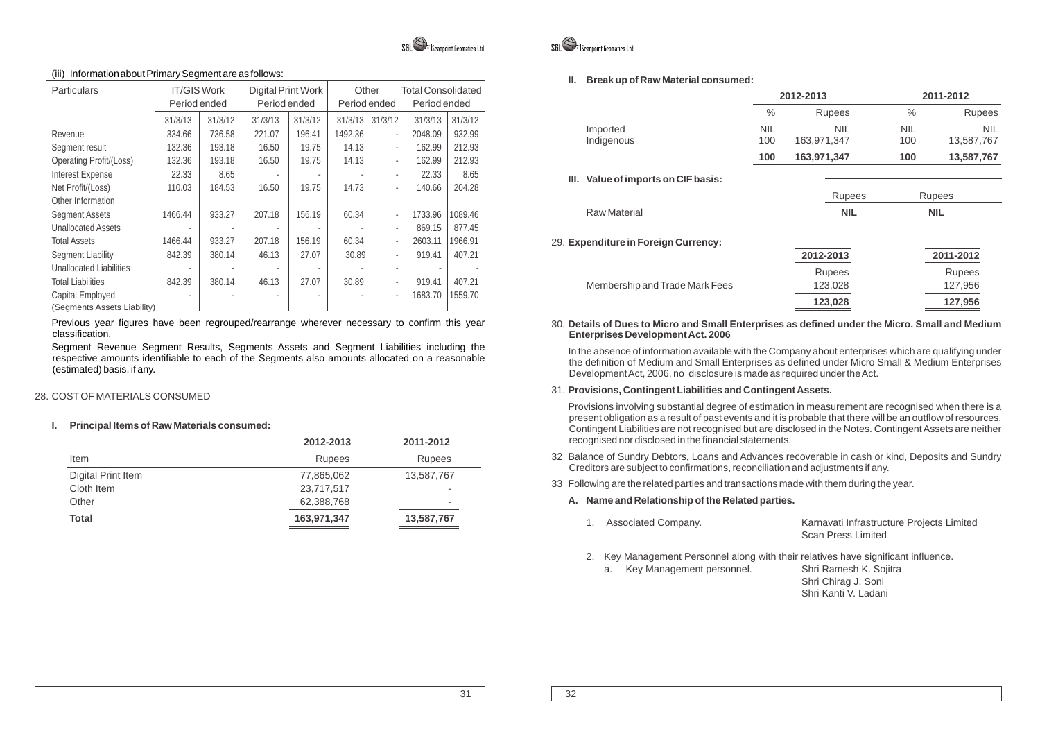(iii) Information about Primary Segment are as follows:

| Particulars | IT/GIS Work Period ended | | Digital Print Work Period ended | | Other Period ended | | Total Consolidated Period ended | |
|---|---|---|---|---|---|---|---|---|
| | 31/3/13 | 31/3/12 | 31/3/13 | 31/3/12 | 31/3/13 | 31/3/12 | 31/3/13 | 31/3/12 |
| Revenue | 334.66 | 736.58 | 221.07 | 196.41 | 1492.36 | - | 2048.09 | 932.99 |
| Segment result | 132.36 | 193.18 | 16.50 | 19.75 | 14.13 | - | 162.99 | 212.93 |
| Operating Profit/(Loss) | 132.36 | 193.18 | 16.50 | 19.75 | 14.13 | - | 162.99 | 212.93 |
| Interest Expense | 22.33 | 8.65 | - | - | - | - | 22.33 | 8.65 |
| Net Profit/(Loss) | 110.03 | 184.53 | 16.50 | 19.75 | 14.73 | - | 140.66 | 204.28 |
| Other Information | | | | | | | | |
| Segment Assets | 1466.44 | 933.27 | 207.18 | 156.19 | 60.34 | - | 1733.96 | 1089.46 |
| Unallocated Assets | - | - | - | - | - | - | 869.15 | 877.45 |
| Total Assets | 1466.44 | 933.27 | 207.18 | 156.19 | 60.34 | - | 2603.11 | 1966.91 |
| Segment Liability | 842.39 | 380.14 | 46.13 | 27.07 | 30.89 | - | 919.41 | 407.21 |
| Unallocated Liabilities | - | - | - | - | - | - | - | - |
| Total Liabilities | 842.39 | 380.14 | 46.13 | 27.07 | 30.89 | - | 919.41 | 407.21 |
| Capital Employed (Segments Assets Liability) | - | - | - | - | - | - | 1683.70 | 1559.70 |

Previous year figures have been regrouped/rearrange wherever necessary to confirm this year classification.

Segment Revenue Segment Results, Segments Assets and Segment Liabilities including the respective amounts identifiable to each of the Segments also amounts allocated on a reasonable (estimated) basis, if any.

28. COST OF MATERIALS CONSUMED

**I. Principal Items of Raw Materials consumed:**

| Item | 2012-2013 Rupees | 2011-2012 Rupees |
|---|---|---|
| Digital Print Item | 77,865,062 | 13,587,767 |
| Cloth Item | 23,717,517 | - |
| Other | 62,388,768 | - |
| **Total** | **163,971,347** | **13,587,767** |

**II. Break up of Raw Material consumed:**

| | 2012-2013 | | 2011-2012 | |
|---|---|---|---|---|
| | % | Rupees | % | Rupees |
| Imported | NIL | NIL | NIL | NIL |
| Indigenous | 100 | 163,971,347 | 100 | 13,587,767 |
| | **100** | **163,971,347** | **100** | **13,587,767** |

**III. Value of imports on CIF basis:**

| | Rupees | Rupees |
|---|---|---|
| Raw Material | **NIL** | **NIL** |

29. **Expenditure in Foreign Currency:**

| | 2012-2013 Rupees | 2011-2012 Rupees |
|---|---|---|
| Membership and Trade Mark Fees | 123,028 | 127,956 |
| | **123,028** | **127,956** |

30. **Details of Dues to Micro and Small Enterprises as defined under the Micro. Small and Medium Enterprises Development Act. 2006**

In the absence of information available with the Company about enterprises which are qualifying under the definition of Medium and Small Enterprises as defined under Micro Small & Medium Enterprises Development Act, 2006, no disclosure is made as required under the Act.

31. **Provisions, Contingent Liabilities and Contingent Assets.**

Provisions involving substantial degree of estimation in measurement are recognised when there is a present obligation as a result of past events and it is probable that there will be an outflow of resources. Contingent Liabilities are not recognised but are disclosed in the Notes. Contingent Assets are neither recognised nor disclosed in the financial statements.

32 Balance of Sundry Debtors, Loans and Advances recoverable in cash or kind, Deposits and Sundry Creditors are subject to confirmations, reconciliation and adjustments if any.

33 Following are the related parties and transactions made with them during the year.

**A. Name and Relationship of the Related parties.**

1. Associated Company. — Karnavati Infrastructure Projects Limited; Scan Press Limited

2. Key Management Personnel along with their relatives have significant influence.
   a. Key Management personnel. — Shri Ramesh K. Sojitra; Shri Chirag J. Soni; Shri Kanti V. Ladani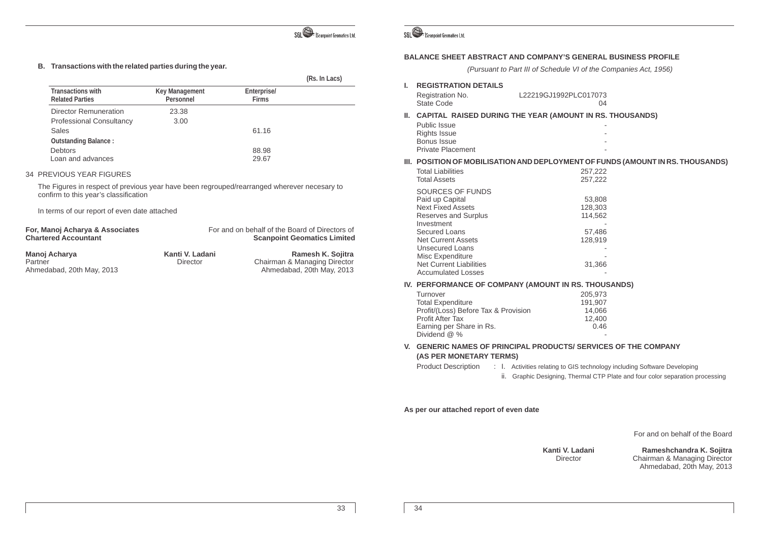**B. Transactions with the related parties during the year.**

(Rs. In Lacs)

| Transactions with Related Parties | Key Management Personnel | Enterprise/ Firms |
|---|---|---|
| Director Remuneration | 23.38 | |
| Professional Consultancy | 3.00 | |
| Sales | | 61.16 |
| **Outstanding Balance :** | | |
| Debtors | | 88.98 |
| Loan and advances | | 29.67 |

34 PREVIOUS YEAR FIGURES

The Figures in respect of previous year have been regrouped/rearranged wherever necesary to confirm to this year's classification

In terms of our report of even date attached

**For, Manoj Acharya & Associates**
**Chartered Accountant**

For and on behalf of the Board of Directors of **Scanpoint Geomatics Limited**

**Manoj Acharya**
Partner
Ahmedabad, 20th May, 2013

**Kanti V. Ladani**
Director

**Ramesh K. Sojitra**
Chairman & Managing Director
Ahmedabad, 20th May, 2013

## BALANCE SHEET ABSTRACT AND COMPANY'S GENERAL BUSINESS PROFILE

*(Pursuant to Part III of Schedule VI of the Companies Act, 1956)*

### I. REGISTRATION DETAILS

| | |
|---|---|
| Registration No. | L22219GJ1992PLC017073 |
| State Code | 04 |

### II. CAPITAL RAISED DURING THE YEAR (AMOUNT IN RS. THOUSANDS)

| | |
|---|---|
| Public Issue | - |
| Rights Issue | - |
| Bonus Issue | - |
| Private Placement | - |

### III. POSITION OF MOBILISATION AND DEPLOYMENT OF FUNDS (AMOUNT IN RS. THOUSANDS)

| | |
|---|---|
| Total Liabilities | 257,222 |
| Total Assets | 257,222 |
| SOURCES OF FUNDS | |
| Paid up Capital | 53,808 |
| Next Fixed Assets | 128,303 |
| Reserves and Surplus | 114,562 |
| Investment | - |
| Secured Loans | 57,486 |
| Net Current Assets | 128,919 |
| Unsecured Loans | - |
| Misc Expenditure | - |
| Net Current Liabilities | 31,366 |
| Accumulated Losses | - |

### IV. PERFORMANCE OF COMPANY (AMOUNT IN RS. THOUSANDS)

| | |
|---|---|
| Turnover | 205,973 |
| Total Expenditure | 191,907 |
| Profit/(Loss) Before Tax & Provision | 14,066 |
| Profit After Tax | 12,400 |
| Earning per Share in Rs. | 0.46 |
| Dividend @ % | - |

### V. GENERIC NAMES OF PRINCIPAL PRODUCTS/ SERVICES OF THE COMPANY (AS PER MONETARY TERMS)

Product Description : I. Activities relating to GIS technology including Software Developing

ii. Graphic Designing, Thermal CTP Plate and four color separation processing

**As per our attached report of even date**

For and on behalf of the Board

**Kanti V. Ladani**
Director

**Rameshchandra K. Sojitra**
Chairman & Managing Director
Ahmedabad, 20th May, 2013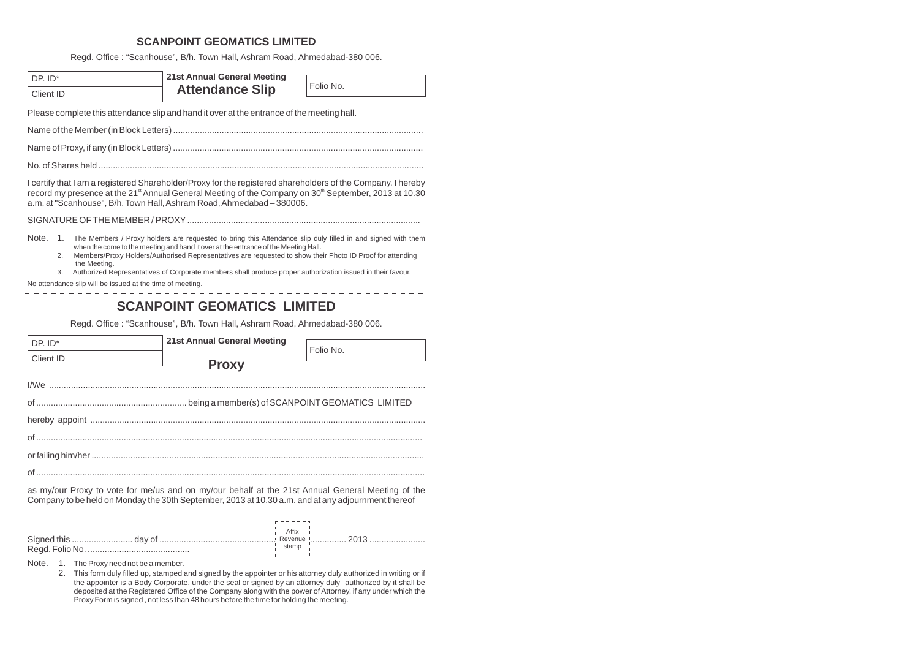## SCANPOINT GEOMATICS LIMITED

Regd. Office : "Scanhouse", B/h. Town Hall, Ashram Road, Ahmedabad-380 006.

| | |
|---|---|
| DP. ID* | |
| Client ID | |

**21st Annual General Meeting**

**Attendance Slip**

| | |
|---|---|
| Folio No. | |

Please complete this attendance slip and hand it over at the entrance of the meeting hall.

Name of the Member (in Block Letters) .......................................................................................................

Name of Proxy, if any (in Block Letters) .......................................................................................................

No. of Shares held .......................................................................................................................................

I certify that I am a registered Shareholder/Proxy for the registered shareholders of the Company. I hereby record my presence at the 21st Annual General Meeting of the Company on 30th September, 2013 at 10.30 a.m. at "Scanhouse", B/h. Town Hall, Ashram Road, Ahmedabad – 380006.

SIGNATURE OF THE MEMBER / PROXY .................................................................................................

Note.
1. The Members / Proxy holders are requested to bring this Attendance slip duly filled in and signed with them when the come to the meeting and hand it over at the entrance of the Meeting Hall.
2. Members/Proxy Holders/Authorised Representatives are requested to show their Photo ID Proof for attending the Meeting.
3. Authorized Representatives of Corporate members shall produce proper authorization issued in their favour.

No attendance slip will be issued at the time of meeting.

---

## SCANPOINT GEOMATICS LIMITED

Regd. Office : "Scanhouse", B/h. Town Hall, Ashram Road, Ahmedabad-380 006.

| | |
|---|---|
| DP. ID* | |
| Client ID | |

**21st Annual General Meeting**

**Proxy**

| | |
|---|---|
| Folio No. | |

I/We ...........................................................................................................................................................

of .............................................................. being a member(s) of SCANPOINT GEOMATICS LIMITED

hereby appoint ..........................................................................................................................................

of .............................................................................................................................................................

or failing him/her .........................................................................................................................................

of ..............................................................................................................................................................

as my/our Proxy to vote for me/us and on my/our behalf at the 21st Annual General Meeting of the Company to be held on Monday the 30th September, 2013 at 10.30 a.m. and at any adjournment thereof

Signed this ......................... day of ................................................ [Affix Revenue stamp] .............. 2013 .......................

Regd. Folio No. ..........................................

Note.
1. The Proxy need not be a member.
2. This form duly filled up, stamped and signed by the appointer or his attorney duly authorized in writing or if the appointer is a Body Corporate, under the seal or signed by an attorney duly authorized by it shall be deposited at the Registered Office of the Company along with the power of Attorney, if any under which the Proxy Form is signed , not less than 48 hours before the time for holding the meeting.